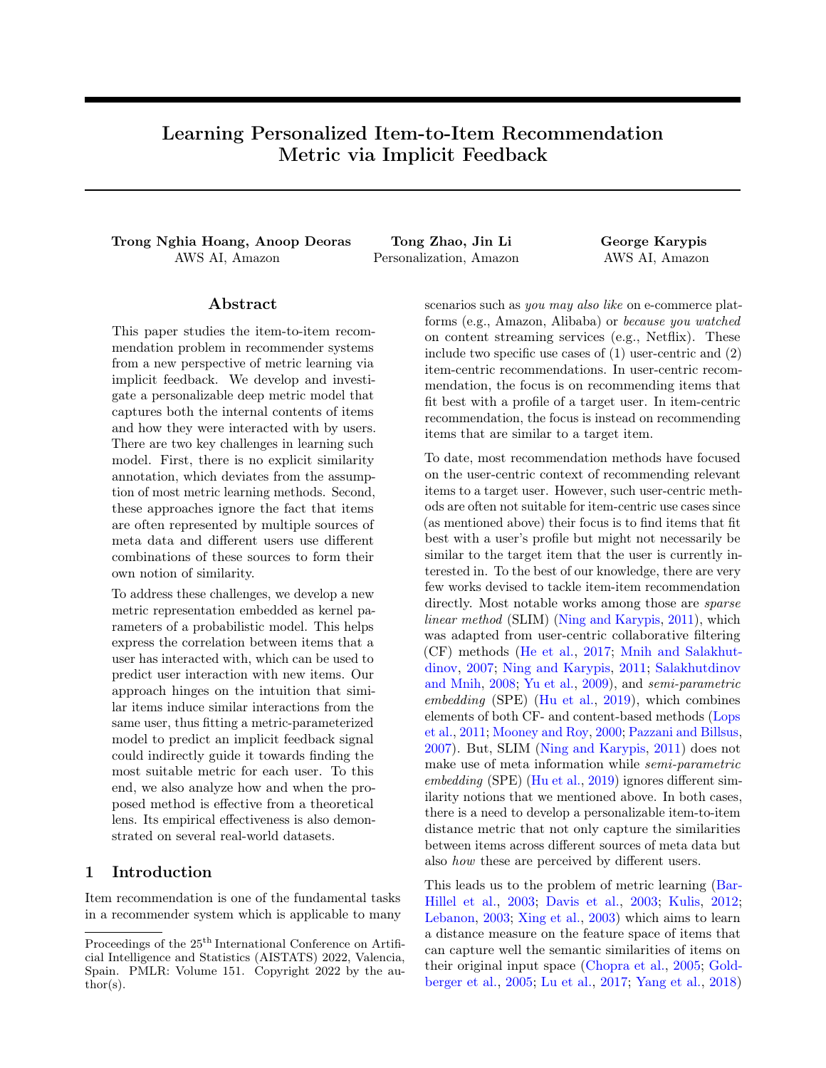# Learning Personalized Item-to-Item Recommendation Metric via Implicit Feedback

**Trong Nghia Hoang, Anoop Deoras**
AWS AI, Amazon

**Tong Zhao, Jin Li**
Personalization, Amazon

**George Karypis**
AWS AI, Amazon

## Abstract

This paper studies the item-to-item recommendation problem in recommender systems from a new perspective of metric learning via implicit feedback. We develop and investigate a personalizable deep metric model that captures both the internal contents of items and how they were interacted with by users. There are two key challenges in learning such model. First, there is no explicit similarity annotation, which deviates from the assumption of most metric learning methods. Second, these approaches ignore the fact that items are often represented by multiple sources of meta data and different users use different combinations of these sources to form their own notion of similarity.

To address these challenges, we develop a new metric representation embedded as kernel parameters of a probabilistic model. This helps express the correlation between items that a user has interacted with, which can be used to predict user interaction with new items. Our approach hinges on the intuition that similar items induce similar interactions from the same user, thus fitting a metric-parameterized model to predict an implicit feedback signal could indirectly guide it towards finding the most suitable metric for each user. To this end, we also analyze how and when the proposed method is effective from a theoretical lens. Its empirical effectiveness is also demonstrated on several real-world datasets.

## 1 Introduction

Item recommendation is one of the fundamental tasks in a recommender system which is applicable to many scenarios such as *you may also like* on e-commerce platforms (e.g., Amazon, Alibaba) or *because you watched* on content streaming services (e.g., Netflix). These include two specific use cases of (1) user-centric and (2) item-centric recommendations. In user-centric recommendation, the focus is on recommending items that fit best with a profile of a target user. In item-centric recommendation, the focus is instead on recommending items that are similar to a target item.

To date, most recommendation methods have focused on the user-centric context of recommending relevant items to a target user. However, such user-centric methods are often not suitable for item-centric use cases since (as mentioned above) their focus is to find items that fit best with a user's profile but might not necessarily be similar to the target item that the user is currently interested in. To the best of our knowledge, there are very few works devised to tackle item-item recommendation directly. Most notable works among those are *sparse linear method* (SLIM) (Ning and Karypis, 2011), which was adapted from user-centric collaborative filtering (CF) methods (He et al., 2017; Mnih and Salakhutdinov, 2007; Ning and Karypis, 2011; Salakhutdinov and Mnih, 2008; Yu et al., 2009), and *semi-parametric embedding* (SPE) (Hu et al., 2019), which combines elements of both CF- and content-based methods (Lops et al., 2011; Mooney and Roy, 2000; Pazzani and Billsus, 2007). But, SLIM (Ning and Karypis, 2011) does not make use of meta information while *semi-parametric embedding* (SPE) (Hu et al., 2019) ignores different similarity notions that we mentioned above. In both cases, there is a need to develop a personalizable item-to-item distance metric that not only capture the similarities between items across different sources of meta data but also *how* these are perceived by different users.

This leads us to the problem of metric learning (Bar-Hillel et al., 2003; Davis et al., 2003; Kulis, 2012; Lebanon, 2003; Xing et al., 2003) which aims to learn a distance measure on the feature space of items that can capture well the semantic similarities of items on their original input space (Chopra et al., 2005; Goldberger et al., 2005; Lu et al., 2017; Yang et al., 2018)

---

Proceedings of the 25th International Conference on Artificial Intelligence and Statistics (AISTATS) 2022, Valencia, Spain. PMLR: Volume 151. Copyright 2022 by the author(s).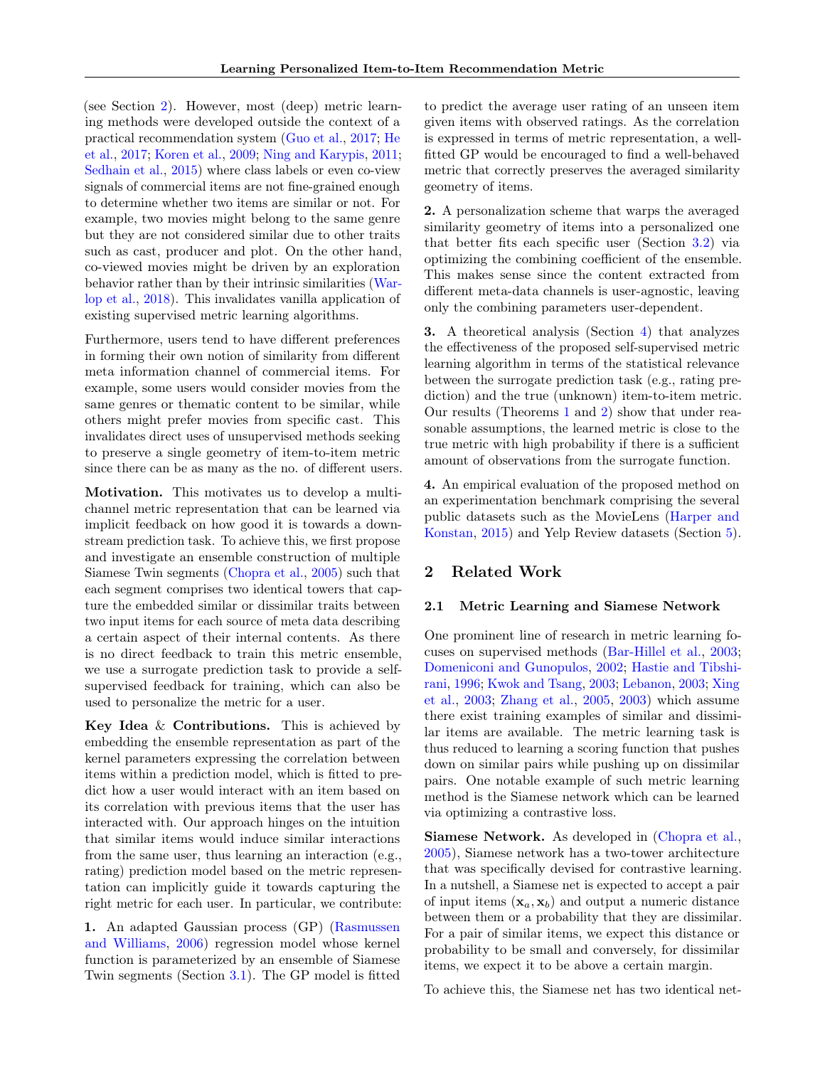(see Section 2). However, most (deep) metric learning methods were developed outside the context of a practical recommendation system (Guo et al., 2017; He et al., 2017; Koren et al., 2009; Ning and Karypis, 2011; Sedhain et al., 2015) where class labels or even co-view signals of commercial items are not fine-grained enough to determine whether two items are similar or not. For example, two movies might belong to the same genre but they are not considered similar due to other traits such as cast, producer and plot. On the other hand, co-viewed movies might be driven by an exploration behavior rather than by their intrinsic similarities (Warlop et al., 2018). This invalidates vanilla application of existing supervised metric learning algorithms.

Furthermore, users tend to have different preferences in forming their own notion of similarity from different meta information channel of commercial items. For example, some users would consider movies from the same genres or thematic content to be similar, while others might prefer movies from specific cast. This invalidates direct uses of unsupervised methods seeking to preserve a single geometry of item-to-item metric since there can be as many as the no. of different users.

**Motivation.** This motivates us to develop a multi-channel metric representation that can be learned via implicit feedback on how good it is towards a downstream prediction task. To achieve this, we first propose and investigate an ensemble construction of multiple Siamese Twin segments (Chopra et al., 2005) such that each segment comprises two identical towers that capture the embedded similar or dissimilar traits between two input items for each source of meta data describing a certain aspect of their internal contents. As there is no direct feedback to train this metric ensemble, we use a surrogate prediction task to provide a self-supervised feedback for training, which can also be used to personalize the metric for a user.

**Key Idea & Contributions.** This is achieved by embedding the ensemble representation as part of the kernel parameters expressing the correlation between items within a prediction model, which is fitted to predict how a user would interact with an item based on its correlation with previous items that the user has interacted with. Our approach hinges on the intuition that similar items would induce similar interactions from the same user, thus learning an interaction (e.g., rating) prediction model based on the metric representation can implicitly guide it towards capturing the right metric for each user. In particular, we contribute:

**1.** An adapted Gaussian process (GP) (Rasmussen and Williams, 2006) regression model whose kernel function is parameterized by an ensemble of Siamese Twin segments (Section 3.1). The GP model is fitted to predict the average user rating of an unseen item given items with observed ratings. As the correlation is expressed in terms of metric representation, a well-fitted GP would be encouraged to find a well-behaved metric that correctly preserves the averaged similarity geometry of items.

**2.** A personalization scheme that warps the averaged similarity geometry of items into a personalized one that better fits each specific user (Section 3.2) via optimizing the combining coefficient of the ensemble. This makes sense since the content extracted from different meta-data channels is user-agnostic, leaving only the combining parameters user-dependent.

**3.** A theoretical analysis (Section 4) that analyzes the effectiveness of the proposed self-supervised metric learning algorithm in terms of the statistical relevance between the surrogate prediction task (e.g., rating prediction) and the true (unknown) item-to-item metric. Our results (Theorems 1 and 2) show that under reasonable assumptions, the learned metric is close to the true metric with high probability if there is a sufficient amount of observations from the surrogate function.

**4.** An empirical evaluation of the proposed method on an experimentation benchmark comprising the several public datasets such as the MovieLens (Harper and Konstan, 2015) and Yelp Review datasets (Section 5).

## 2 Related Work

### 2.1 Metric Learning and Siamese Network

One prominent line of research in metric learning focuses on supervised methods (Bar-Hillel et al., 2003; Domeniconi and Gunopulos, 2002; Hastie and Tibshirani, 1996; Kwok and Tsang, 2003; Lebanon, 2003; Xing et al., 2003; Zhang et al., 2005, 2003) which assume there exist training examples of similar and dissimilar items are available. The metric learning task is thus reduced to learning a scoring function that pushes down on similar pairs while pushing up on dissimilar pairs. One notable example of such metric learning method is the Siamese network which can be learned via optimizing a contrastive loss.

**Siamese Network.** As developed in (Chopra et al., 2005), Siamese network has a two-tower architecture that was specifically devised for contrastive learning. In a nutshell, a Siamese net is expected to accept a pair of input items $(\mathbf{x}_a, \mathbf{x}_b)$ and output a numeric distance between them or a probability that they are dissimilar. For a pair of similar items, we expect this distance or probability to be small and conversely, for dissimilar items, we expect it to be above a certain margin.

To achieve this, the Siamese net has two identical net-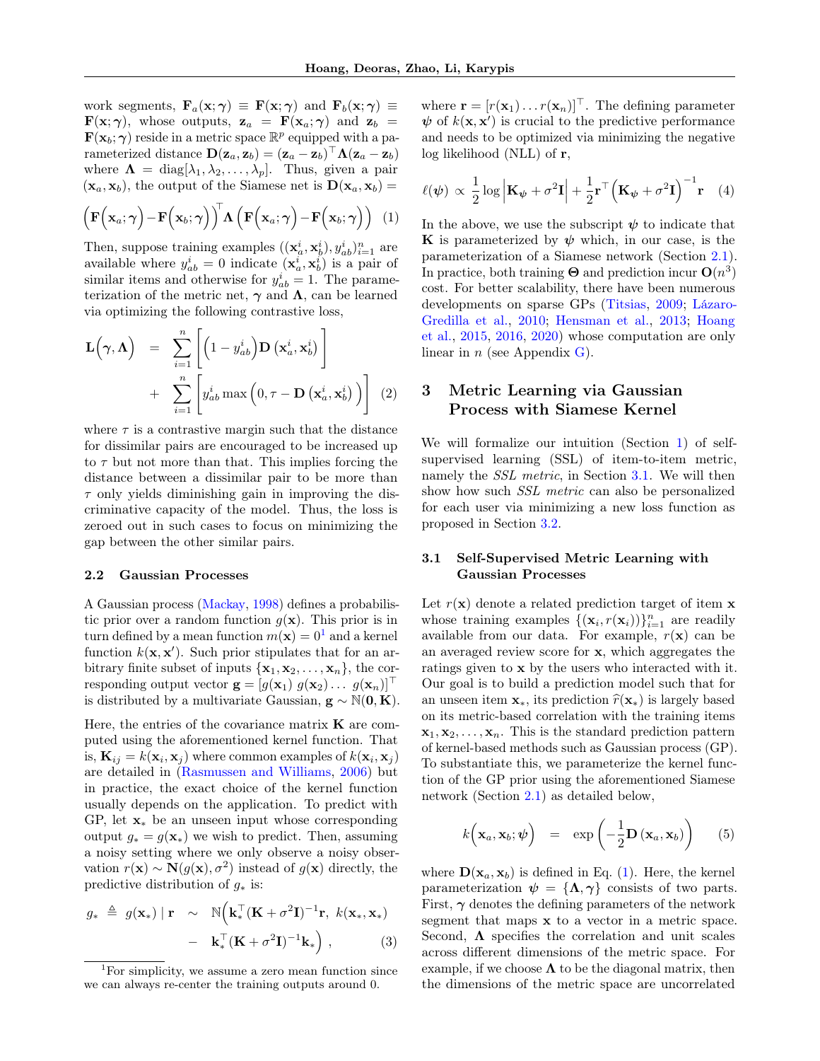work segments, $\mathbf{F}_a(\mathbf{x};\boldsymbol{\gamma}) \equiv \mathbf{F}(\mathbf{x};\boldsymbol{\gamma})$ and $\mathbf{F}_b(\mathbf{x};\boldsymbol{\gamma}) \equiv \mathbf{F}(\mathbf{x};\boldsymbol{\gamma})$, whose outputs, $\mathbf{z}_a = \mathbf{F}(\mathbf{x}_a;\boldsymbol{\gamma})$ and $\mathbf{z}_b = \mathbf{F}(\mathbf{x}_b;\boldsymbol{\gamma})$ reside in a metric space $\mathbb{R}^p$ equipped with a parameterized distance $\mathbf{D}(\mathbf{z}_a, \mathbf{z}_b) = (\mathbf{z}_a - \mathbf{z}_b)^\top \boldsymbol{\Lambda}(\mathbf{z}_a - \mathbf{z}_b)$ where $\boldsymbol{\Lambda} = \mathrm{diag}[\lambda_1, \lambda_2, \ldots, \lambda_p]$. Thus, given a pair $(\mathbf{x}_a, \mathbf{x}_b)$, the output of the Siamese net is $\mathbf{D}(\mathbf{x}_a, \mathbf{x}_b) =$

$$\Big(\mathbf{F}\Big(\mathbf{x}_a;\boldsymbol{\gamma}\Big) - \mathbf{F}\Big(\mathbf{x}_b;\boldsymbol{\gamma}\Big)\Big)^\top \boldsymbol{\Lambda}\Big(\mathbf{F}\Big(\mathbf{x}_a;\boldsymbol{\gamma}\Big) - \mathbf{F}\Big(\mathbf{x}_b;\boldsymbol{\gamma}\Big)\Big) \quad (1)$$

Then, suppose training examples $((\mathbf{x}_a^i, \mathbf{x}_b^i), y_{ab}^i)_{i=1}^n$ are available where $y_{ab}^i = 0$ indicate $(\mathbf{x}_a^i, \mathbf{x}_b^i)$ is a pair of similar items and otherwise for $y_{ab}^i = 1$. The parameterization of the metric net, $\boldsymbol{\gamma}$ and $\boldsymbol{\Lambda}$, can be learned via optimizing the following contrastive loss,

$$\mathbf{L}\Big(\boldsymbol{\gamma}, \boldsymbol{\Lambda}\Big) = \sum_{i=1}^{n}\left[\Big(1 - y_{ab}^i\Big)\mathbf{D}\left(\mathbf{x}_a^i, \mathbf{x}_b^i\right)\right] + \sum_{i=1}^{n}\left[y_{ab}^i \max\Big(0, \tau - \mathbf{D}\left(\mathbf{x}_a^i, \mathbf{x}_b^i\right)\Big)\right] \quad (2)$$

where $\tau$ is a contrastive margin such that the distance for dissimilar pairs are encouraged to be increased up to $\tau$ but not more than that. This implies forcing the distance between a dissimilar pair to be more than $\tau$ only yields diminishing gain in improving the discriminative capacity of the model. Thus, the loss is zeroed out in such cases to focus on minimizing the gap between the other similar pairs.

### 2.2 Gaussian Processes

A Gaussian process (Mackay, 1998) defines a probabilistic prior over a random function $g(\mathbf{x})$. This prior is in turn defined by a mean function $m(\mathbf{x}) = 0$[1] and a kernel function $k(\mathbf{x}, \mathbf{x}')$. Such prior stipulates that for an arbitrary finite subset of inputs $\{\mathbf{x}_1, \mathbf{x}_2, \ldots, \mathbf{x}_n\}$, the corresponding output vector $\mathbf{g} = [g(\mathbf{x}_1)\ g(\mathbf{x}_2) \ldots\ g(\mathbf{x}_n)]^\top$ is distributed by a multivariate Gaussian, $\mathbf{g} \sim \mathbb{N}(\mathbf{0}, \mathbf{K})$.

Here, the entries of the covariance matrix $\mathbf{K}$ are computed using the aforementioned kernel function. That is, $\mathbf{K}_{ij} = k(\mathbf{x}_i, \mathbf{x}_j)$ where common examples of $k(\mathbf{x}_i, \mathbf{x}_j)$ are detailed in (Rasmussen and Williams, 2006) but in practice, the exact choice of the kernel function usually depends on the application. To predict with GP, let $\mathbf{x}_*$ be an unseen input whose corresponding output $g_* = g(\mathbf{x}_*)$ we wish to predict. Then, assuming a noisy setting where we only observe a noisy observation $r(\mathbf{x}) \sim \mathbf{N}(g(\mathbf{x}), \sigma^2)$ instead of $g(\mathbf{x})$ directly, the predictive distribution of $g_*$ is:

$$g_* \triangleq g(\mathbf{x}_*) \mid \mathbf{r} \sim \mathbb{N}\Big(\mathbf{k}_*^\top(\mathbf{K} + \sigma^2\mathbf{I})^{-1}\mathbf{r},\ k(\mathbf{x}_*, \mathbf{x}_*) - \mathbf{k}_*^\top(\mathbf{K} + \sigma^2\mathbf{I})^{-1}\mathbf{k}_*\Big), \quad (3)$$

[1] For simplicity, we assume a zero mean function since we can always re-center the training outputs around 0.

where $\mathbf{r} = [r(\mathbf{x}_1) \ldots r(\mathbf{x}_n)]^\top$. The defining parameter $\boldsymbol{\psi}$ of $k(\mathbf{x}, \mathbf{x}')$ is crucial to the predictive performance and needs to be optimized via minimizing the negative log likelihood (NLL) of $\mathbf{r}$,

$$\ell(\boldsymbol{\psi}) \propto \frac{1}{2}\log\Big|\mathbf{K}_{\boldsymbol{\psi}} + \sigma^2\mathbf{I}\Big| + \frac{1}{2}\mathbf{r}^\top\Big(\mathbf{K}_{\boldsymbol{\psi}} + \sigma^2\mathbf{I}\Big)^{-1}\mathbf{r} \quad (4)$$

In the above, we use the subscript $\boldsymbol{\psi}$ to indicate that $\mathbf{K}$ is parameterized by $\boldsymbol{\psi}$ which, in our case, is the parameterization of a Siamese network (Section 2.1). In practice, both training $\boldsymbol{\Theta}$ and prediction incur $\mathbf{O}(n^3)$ cost. For better scalability, there have been numerous developments on sparse GPs (Titsias, 2009; Lázaro-Gredilla et al., 2010; Hensman et al., 2013; Hoang et al., 2015, 2016, 2020) whose computation are only linear in $n$ (see Appendix G).

## 3 Metric Learning via Gaussian Process with Siamese Kernel

We will formalize our intuition (Section 1) of self-supervised learning (SSL) of item-to-item metric, namely the *SSL metric*, in Section 3.1. We will then show how such *SSL metric* can also be personalized for each user via minimizing a new loss function as proposed in Section 3.2.

### 3.1 Self-Supervised Metric Learning with Gaussian Processes

Let $r(\mathbf{x})$ denote a related prediction target of item $\mathbf{x}$ whose training examples $\{(\mathbf{x}_i, r(\mathbf{x}_i))\}_{i=1}^n$ are readily available from our data. For example, $r(\mathbf{x})$ can be an averaged review score for $\mathbf{x}$, which aggregates the ratings given to $\mathbf{x}$ by the users who interacted with it. Our goal is to build a prediction model such that for an unseen item $\mathbf{x}_*$, its prediction $\widehat{r}(\mathbf{x}_*)$ is largely based on its metric-based correlation with the training items $\mathbf{x}_1, \mathbf{x}_2, \ldots, \mathbf{x}_n$. This is the standard prediction pattern of kernel-based methods such as Gaussian process (GP). To substantiate this, we parameterize the kernel function of the GP prior using the aforementioned Siamese network (Section 2.1) as detailed below,

$$k\Big(\mathbf{x}_a, \mathbf{x}_b; \boldsymbol{\psi}\Big) = \exp\left(-\frac{1}{2}\mathbf{D}\left(\mathbf{x}_a, \mathbf{x}_b\right)\right) \quad (5)$$

where $\mathbf{D}(\mathbf{x}_a, \mathbf{x}_b)$ is defined in Eq. (1). Here, the kernel parameterization $\boldsymbol{\psi} = \{\boldsymbol{\Lambda}, \boldsymbol{\gamma}\}$ consists of two parts. First, $\boldsymbol{\gamma}$ denotes the defining parameters of the network segment that maps $\mathbf{x}$ to a vector in a metric space. Second, $\boldsymbol{\Lambda}$ specifies the correlation and unit scales across different dimensions of the metric space. For example, if we choose $\boldsymbol{\Lambda}$ to be the diagonal matrix, then the dimensions of the metric space are uncorrelated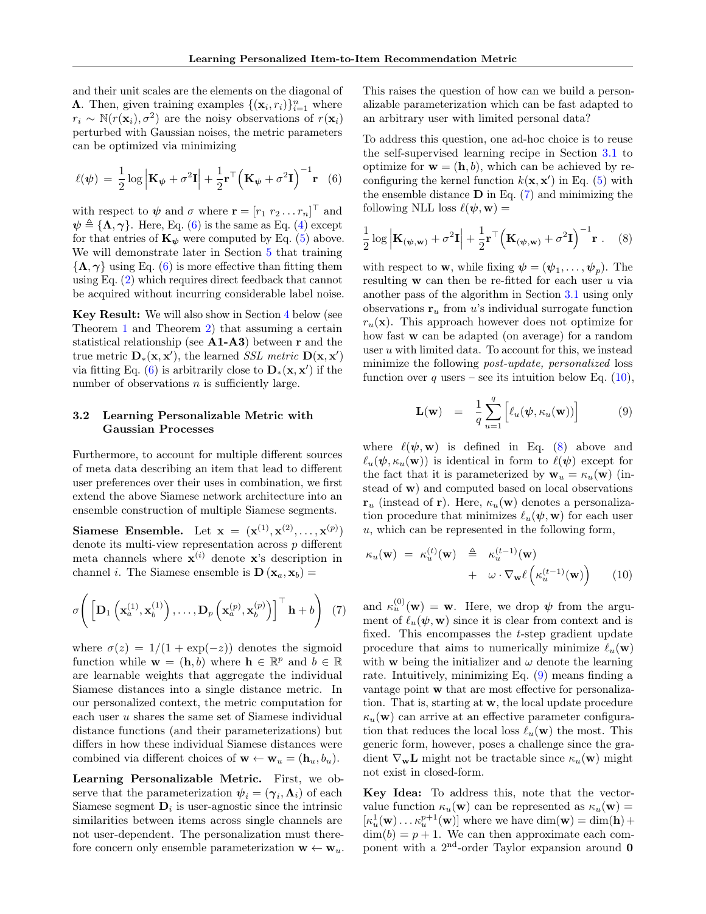and their unit scales are the elements on the diagonal of $\mathbf{\Lambda}$. Then, given training examples $\{(\mathbf{x}_i, r_i)\}_{i=1}^n$ where $r_i \sim \mathbb{N}(r(\mathbf{x}_i), \sigma^2)$ are the noisy observations of $r(\mathbf{x}_i)$ perturbed with Gaussian noises, the metric parameters can be optimized via minimizing

$$\ell(\boldsymbol{\psi}) \;=\; \frac{1}{2}\log\left|\mathbf{K}_{\boldsymbol{\psi}} + \sigma^2\mathbf{I}\right| + \frac{1}{2}\mathbf{r}^\top\Big(\mathbf{K}_{\boldsymbol{\psi}} + \sigma^2\mathbf{I}\Big)^{-1}\mathbf{r} \quad (6)$$

with respect to $\boldsymbol{\psi}$ and $\sigma$ where $\mathbf{r} = [r_1\ r_2 \ldots r_n]^\top$ and $\boldsymbol{\psi} \triangleq \{\mathbf{\Lambda}, \boldsymbol{\gamma}\}$. Here, Eq. (6) is the same as Eq. (4) except for that entries of $\mathbf{K}_{\boldsymbol{\psi}}$ were computed by Eq. (5) above. We will demonstrate later in Section 5 that training $\{\mathbf{\Lambda}, \boldsymbol{\gamma}\}$ using Eq. (6) is more effective than fitting them using Eq. (2) which requires direct feedback that cannot be acquired without incurring considerable label noise.

**Key Result:** We will also show in Section 4 below (see Theorem 1 and Theorem 2) that assuming a certain statistical relationship (see **A1-A3**) between $\mathbf{r}$ and the true metric $\mathbf{D}_*(\mathbf{x}, \mathbf{x}')$, the learned *SSL metric* $\mathbf{D}(\mathbf{x}, \mathbf{x}')$ via fitting Eq. (6) is arbitrarily close to $\mathbf{D}_*(\mathbf{x}, \mathbf{x}')$ if the number of observations $n$ is sufficiently large.

### 3.2 Learning Personalizable Metric with Gaussian Processes

Furthermore, to account for multiple different sources of meta data describing an item that lead to different user preferences over their uses in combination, we first extend the above Siamese network architecture into an ensemble construction of multiple Siamese segments.

**Siamese Ensemble.** Let $\mathbf{x} = (\mathbf{x}^{(1)}, \mathbf{x}^{(2)}, \ldots, \mathbf{x}^{(p)})$ denote its multi-view representation across $p$ different meta channels where $\mathbf{x}^{(i)}$ denote $\mathbf{x}$'s description in channel $i$. The Siamese ensemble is $\mathbf{D}\left(\mathbf{x}_a, \mathbf{x}_b\right) =$

$$\sigma\Bigg(\Big[\mathbf{D}_1\left(\mathbf{x}_a^{(1)}, \mathbf{x}_b^{(1)}\right), \ldots, \mathbf{D}_p\left(\mathbf{x}_a^{(p)}, \mathbf{x}_b^{(p)}\right)\Big]^\top \mathbf{h} + b\Bigg) \quad (7)$$

where $\sigma(z) = 1/(1 + \exp(-z))$ denotes the sigmoid function while $\mathbf{w} = (\mathbf{h}, b)$ where $\mathbf{h} \in \mathbb{R}^p$ and $b \in \mathbb{R}$ are learnable weights that aggregate the individual Siamese distances into a single distance metric. In our personalized context, the metric computation for each user $u$ shares the same set of Siamese individual distance functions (and their parameterizations) but differs in how these individual Siamese distances were combined via different choices of $\mathbf{w} \leftarrow \mathbf{w}_u = (\mathbf{h}_u, b_u)$.

**Learning Personalizable Metric.** First, we observe that the parameterization $\boldsymbol{\psi}_i = (\boldsymbol{\gamma}_i, \mathbf{\Lambda}_i)$ of each Siamese segment $\mathbf{D}_i$ is user-agnostic since the intrinsic similarities between items across single channels are not user-dependent. The personalization must therefore concern only ensemble parameterization $\mathbf{w} \leftarrow \mathbf{w}_u$. This raises the question of how can we build a personalizable parameterization which can be fast adapted to an arbitrary user with limited personal data?

To address this question, one ad-hoc choice is to reuse the self-supervised learning recipe in Section 3.1 to optimize for $\mathbf{w} = (\mathbf{h}, b)$, which can be achieved by re-configuring the kernel function $k(\mathbf{x}, \mathbf{x}')$ in Eq. (5) with the ensemble distance $\mathbf{D}$ in Eq. (7) and minimizing the following NLL loss $\ell(\boldsymbol{\psi}, \mathbf{w}) =$

$$\frac{1}{2}\log\left|\mathbf{K}_{(\boldsymbol{\psi},\mathbf{w})} + \sigma^2\mathbf{I}\right| + \frac{1}{2}\mathbf{r}^\top\Big(\mathbf{K}_{(\boldsymbol{\psi},\mathbf{w})} + \sigma^2\mathbf{I}\Big)^{-1}\mathbf{r}\ . \quad (8)$$

with respect to $\mathbf{w}$, while fixing $\boldsymbol{\psi} = (\boldsymbol{\psi}_1, \ldots, \boldsymbol{\psi}_p)$. The resulting $\mathbf{w}$ can then be re-fitted for each user $u$ via another pass of the algorithm in Section 3.1 using only observations $\mathbf{r}_u$ from $u$'s individual surrogate function $r_u(\mathbf{x})$. This approach however does not optimize for how fast $\mathbf{w}$ can be adapted (on average) for a random user $u$ with limited data. To account for this, we instead minimize the following *post-update, personalized* loss function over $q$ users – see its intuition below Eq. (10),

$$\mathbf{L}(\mathbf{w}) \quad = \quad \frac{1}{q}\sum_{u=1}^{q}\Big[\ell_u(\boldsymbol{\psi}, \kappa_u(\mathbf{w}))\Big] \quad (9)$$

where $\ell(\boldsymbol{\psi}, \mathbf{w})$ is defined in Eq. (8) above and $\ell_u(\boldsymbol{\psi}, \kappa_u(\mathbf{w}))$ is identical in form to $\ell(\boldsymbol{\psi})$ except for the fact that it is parameterized by $\mathbf{w}_u = \kappa_u(\mathbf{w})$ (instead of $\mathbf{w}$) and computed based on local observations $\mathbf{r}_u$ (instead of $\mathbf{r}$). Here, $\kappa_u(\mathbf{w})$ denotes a personalization procedure that minimizes $\ell_u(\boldsymbol{\psi}, \mathbf{w})$ for each user $u$, which can be represented in the following form,

$$\kappa_u(\mathbf{w}) \;=\; \kappa_u^{(t)}(\mathbf{w}) \;\;\triangleq\;\; \kappa_u^{(t-1)}(\mathbf{w}) \;+\; \omega \cdot \nabla_{\mathbf{w}}\ell\left(\kappa_u^{(t-1)}(\mathbf{w})\right) \quad (10)$$

and $\kappa_u^{(0)}(\mathbf{w}) = \mathbf{w}$. Here, we drop $\boldsymbol{\psi}$ from the argument of $\ell_u(\boldsymbol{\psi}, \mathbf{w})$ since it is clear from context and is fixed. This encompasses the $t$-step gradient update procedure that aims to numerically minimize $\ell_u(\mathbf{w})$ with $\mathbf{w}$ being the initializer and $\omega$ denote the learning rate. Intuitively, minimizing Eq. (9) means finding a vantage point $\mathbf{w}$ that are most effective for personalization. That is, starting at $\mathbf{w}$, the local update procedure $\kappa_u(\mathbf{w})$ can arrive at an effective parameter configuration that reduces the local loss $\ell_u(\mathbf{w})$ the most. This generic form, however, poses a challenge since the gradient $\nabla_{\mathbf{w}}\mathbf{L}$ might not be tractable since $\kappa_u(\mathbf{w})$ might not exist in closed-form.

**Key Idea:** To address this, note that the vector-value function $\kappa_u(\mathbf{w})$ can be represented as $\kappa_u(\mathbf{w}) = [\kappa_u^1(\mathbf{w}) \ldots \kappa_u^{p+1}(\mathbf{w})]$ where we have $\dim(\mathbf{w}) = \dim(\mathbf{h}) + \dim(b) = p + 1$. We can then approximate each component with a 2$^{\text{nd}}$-order Taylor expansion around $\mathbf{0}$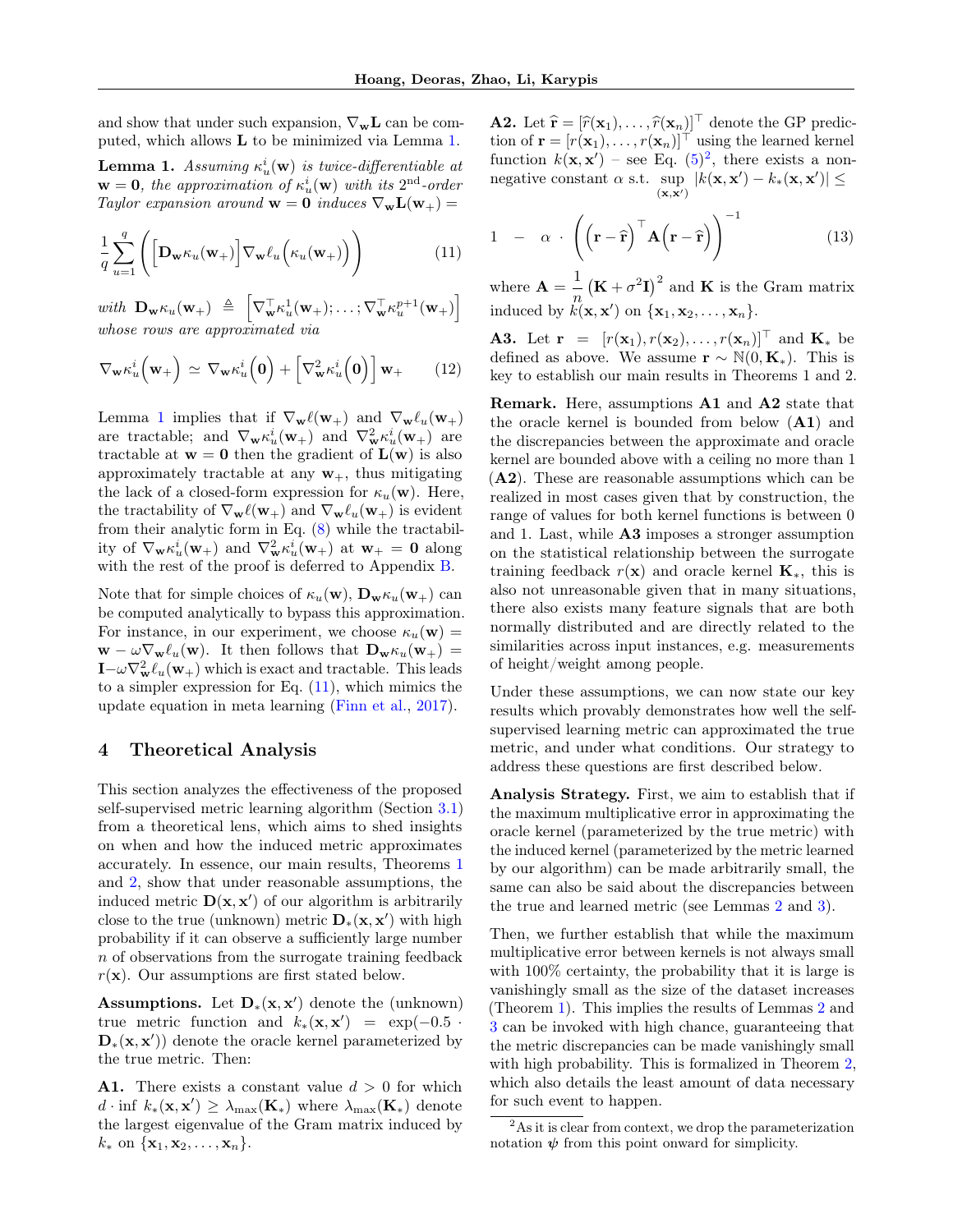and show that under such expansion, $\nabla_{\mathbf{w}}\mathbf{L}$ can be computed, which allows $\mathbf{L}$ to be minimized via Lemma 1.

**Lemma 1.** *Assuming $\kappa_u^i(\mathbf{w})$ is twice-differentiable at $\mathbf{w} = \mathbf{0}$, the approximation of $\kappa_u^i(\mathbf{w})$ with its $2^{\text{nd}}$-order Taylor expansion around $\mathbf{w} = \mathbf{0}$ induces $\nabla_{\mathbf{w}}\mathbf{L}(\mathbf{w}_+) =$*

$$\frac{1}{q}\sum_{u=1}^{q}\left(\Big[\mathbf{D}_{\mathbf{w}}\kappa_u(\mathbf{w}_+)\Big]\nabla_{\mathbf{w}}\ell_u\Big(\kappa_u(\mathbf{w}_+)\Big)\right) \tag{11}$$

*with $\mathbf{D}_{\mathbf{w}}\kappa_u(\mathbf{w}_+) \triangleq \left[\nabla_{\mathbf{w}}^{\top}\kappa_u^1(\mathbf{w}_+);\ldots;\nabla_{\mathbf{w}}^{\top}\kappa_u^{p+1}(\mathbf{w}_+)\right]$ whose rows are approximated via*

$$\nabla_{\mathbf{w}}\kappa_u^i\Big(\mathbf{w}_+\Big) \simeq \nabla_{\mathbf{w}}\kappa_u^i\Big(\mathbf{0}\Big) + \Big[\nabla_{\mathbf{w}}^2\kappa_u^i\Big(\mathbf{0}\Big)\Big]\,\mathbf{w}_+ \tag{12}$$

Lemma 1 implies that if $\nabla_{\mathbf{w}}\ell(\mathbf{w}_+)$ and $\nabla_{\mathbf{w}}\ell_u(\mathbf{w}_+)$ are tractable; and $\nabla_{\mathbf{w}}\kappa_u^i(\mathbf{w}_+)$ and $\nabla_{\mathbf{w}}^2\kappa_u^i(\mathbf{w}_+)$ are tractable at $\mathbf{w} = \mathbf{0}$ then the gradient of $\mathbf{L}(\mathbf{w})$ is also approximately tractable at any $\mathbf{w}_+$, thus mitigating the lack of a closed-form expression for $\kappa_u(\mathbf{w})$. Here, the tractability of $\nabla_{\mathbf{w}}\ell(\mathbf{w}_+)$ and $\nabla_{\mathbf{w}}\ell_u(\mathbf{w}_+)$ is evident from their analytic form in Eq. (8) while the tractability of $\nabla_{\mathbf{w}}\kappa_u^i(\mathbf{w}_+)$ and $\nabla_{\mathbf{w}}^2\kappa_u^i(\mathbf{w}_+)$ at $\mathbf{w}_+ = \mathbf{0}$ along with the rest of the proof is deferred to Appendix B.

Note that for simple choices of $\kappa_u(\mathbf{w})$, $\mathbf{D}_{\mathbf{w}}\kappa_u(\mathbf{w}_+)$ can be computed analytically to bypass this approximation. For instance, in our experiment, we choose $\kappa_u(\mathbf{w}) = \mathbf{w} - \omega\nabla_{\mathbf{w}}\ell_u(\mathbf{w})$. It then follows that $\mathbf{D}_{\mathbf{w}}\kappa_u(\mathbf{w}_+) = \mathbf{I} - \omega\nabla_{\mathbf{w}}^2\ell_u(\mathbf{w}_+)$ which is exact and tractable. This leads to a simpler expression for Eq. (11), which mimics the update equation in meta learning (Finn et al., 2017).

## 4 Theoretical Analysis

This section analyzes the effectiveness of the proposed self-supervised metric learning algorithm (Section 3.1) from a theoretical lens, which aims to shed insights on when and how the induced metric approximates accurately. In essence, our main results, Theorems 1 and 2, show that under reasonable assumptions, the induced metric $\mathbf{D}(\mathbf{x}, \mathbf{x}')$ of our algorithm is arbitrarily close to the true (unknown) metric $\mathbf{D}_*(\mathbf{x}, \mathbf{x}')$ with high probability if it can observe a sufficiently large number $n$ of observations from the surrogate training feedback $r(\mathbf{x})$. Our assumptions are first stated below.

**Assumptions.** Let $\mathbf{D}_*(\mathbf{x}, \mathbf{x}')$ denote the (unknown) true metric function and $k_*(\mathbf{x}, \mathbf{x}') = \exp(-0.5 \cdot \mathbf{D}_*(\mathbf{x}, \mathbf{x}'))$ denote the oracle kernel parameterized by the true metric. Then:

**A1.** There exists a constant value $d > 0$ for which $d \cdot \inf\, k_*(\mathbf{x}, \mathbf{x}') \geq \lambda_{\max}(\mathbf{K}_*)$ where $\lambda_{\max}(\mathbf{K}_*)$ denote the largest eigenvalue of the Gram matrix induced by $k_*$ on $\{\mathbf{x}_1, \mathbf{x}_2, \ldots, \mathbf{x}_n\}$.

**A2.** Let $\widehat{\mathbf{r}} = [\widehat{r}(\mathbf{x}_1), \ldots, \widehat{r}(\mathbf{x}_n)]^\top$ denote the GP prediction of $\mathbf{r} = [r(\mathbf{x}_1), \ldots, r(\mathbf{x}_n)]^\top$ using the learned kernel function $k(\mathbf{x}, \mathbf{x}')$ – see Eq. (5)[2], there exists a non-negative constant $\alpha$ s.t. $\sup_{(\mathbf{x},\mathbf{x}')} |k(\mathbf{x}, \mathbf{x}') - k_*(\mathbf{x}, \mathbf{x}')| \leq$

$$1 \;-\; \alpha \cdot \left(\Big(\mathbf{r} - \widehat{\mathbf{r}}\Big)^\top \mathbf{A}\Big(\mathbf{r} - \widehat{\mathbf{r}}\Big)\right)^{-1} \tag{13}$$

where $\mathbf{A} = \dfrac{1}{n}\left(\mathbf{K} + \sigma^2\mathbf{I}\right)^2$ and $\mathbf{K}$ is the Gram matrix induced by $k(\mathbf{x}, \mathbf{x}')$ on $\{\mathbf{x}_1, \mathbf{x}_2, \ldots, \mathbf{x}_n\}$.

**A3.** Let $\mathbf{r} = [r(\mathbf{x}_1), r(\mathbf{x}_2), \ldots, r(\mathbf{x}_n)]^\top$ and $\mathbf{K}_*$ be defined as above. We assume $\mathbf{r} \sim \mathbb{N}(0, \mathbf{K}_*)$. This is key to establish our main results in Theorems 1 and 2.

**Remark.** Here, assumptions **A1** and **A2** state that the oracle kernel is bounded from below (**A1**) and the discrepancies between the approximate and oracle kernel are bounded above with a ceiling no more than 1 (**A2**). These are reasonable assumptions which can be realized in most cases given that by construction, the range of values for both kernel functions is between 0 and 1. Last, while **A3** imposes a stronger assumption on the statistical relationship between the surrogate training feedback $r(\mathbf{x})$ and oracle kernel $\mathbf{K}_*$, this is also not unreasonable given that in many situations, there also exists many feature signals that are both normally distributed and are directly related to the similarities across input instances, e.g. measurements of height/weight among people.

Under these assumptions, we can now state our key results which provably demonstrates how well the self-supervised learning metric can approximated the true metric, and under what conditions. Our strategy to address these questions are first described below.

**Analysis Strategy.** First, we aim to establish that if the maximum multiplicative error in approximating the oracle kernel (parameterized by the true metric) with the induced kernel (parameterized by the metric learned by our algorithm) can be made arbitrarily small, the same can also be said about the discrepancies between the true and learned metric (see Lemmas 2 and 3).

Then, we further establish that while the maximum multiplicative error between kernels is not always small with 100% certainty, the probability that it is large is vanishingly small as the size of the dataset increases (Theorem 1). This implies the results of Lemmas 2 and 3 can be invoked with high chance, guaranteeing that the metric discrepancies can be made vanishingly small with high probability. This is formalized in Theorem 2, which also details the least amount of data necessary for such event to happen.

[2] As it is clear from context, we drop the parameterization notation $\boldsymbol{\psi}$ from this point onward for simplicity.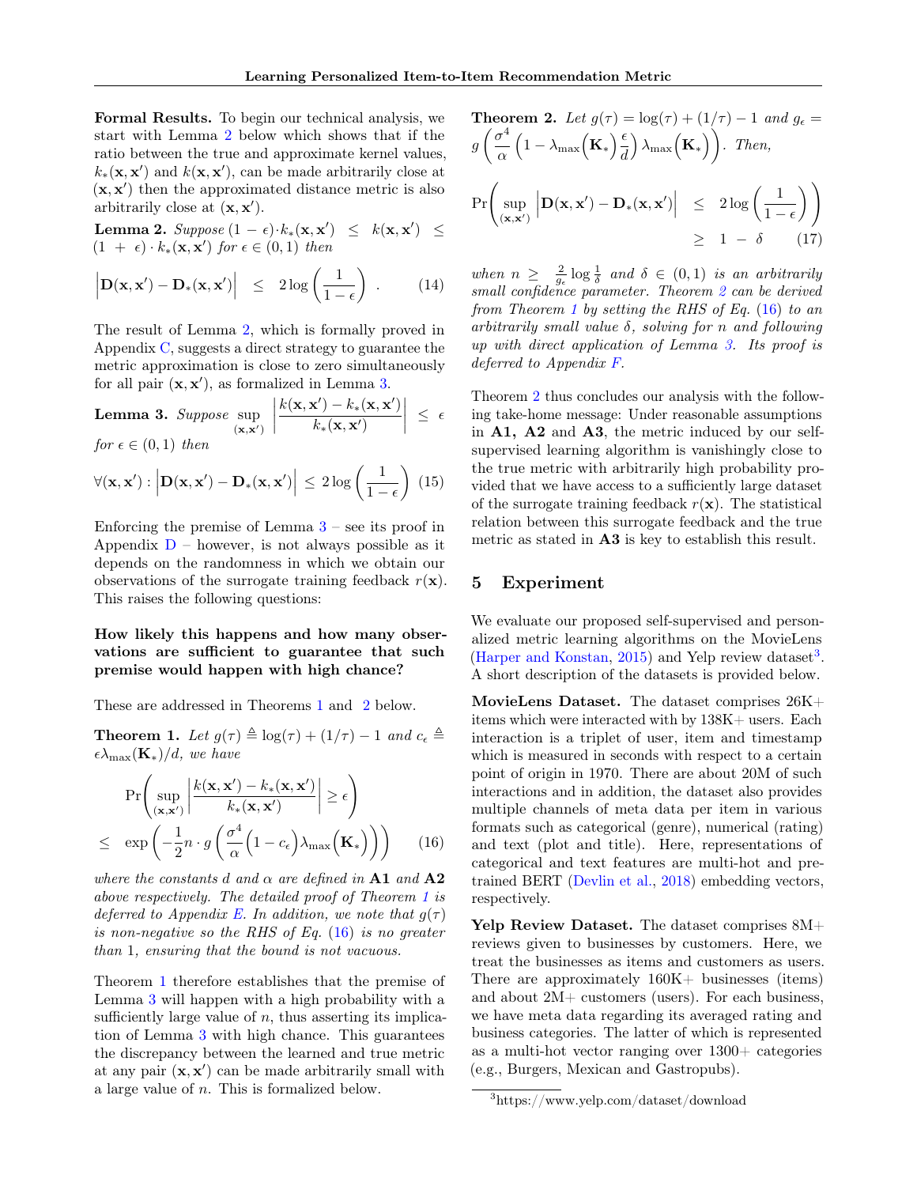**Formal Results.** To begin our technical analysis, we start with Lemma 2 below which shows that if the ratio between the true and approximate kernel values, $k_*(\mathbf{x}, \mathbf{x}')$ and $k(\mathbf{x}, \mathbf{x}')$, can be made arbitrarily close at $(\mathbf{x}, \mathbf{x}')$ then the approximated distance metric is also arbitrarily close at $(\mathbf{x}, \mathbf{x}')$.

**Lemma 2.** *Suppose* $(1-\epsilon)\cdot k_*(\mathbf{x}, \mathbf{x}') \leq k(\mathbf{x}, \mathbf{x}') \leq (1+\epsilon)\cdot k_*(\mathbf{x}, \mathbf{x}')$ *for* $\epsilon \in (0,1)$ *then*

$$\Big|\mathbf{D}(\mathbf{x}, \mathbf{x}') - \mathbf{D}_*(\mathbf{x}, \mathbf{x}')\Big| \quad \leq \quad 2\log\left(\frac{1}{1-\epsilon}\right) . \qquad (14)$$

The result of Lemma 2, which is formally proved in Appendix C, suggests a direct strategy to guarantee the metric approximation is close to zero simultaneously for all pair $(\mathbf{x}, \mathbf{x}')$, as formalized in Lemma 3.

**Lemma 3.** *Suppose* $\sup_{(\mathbf{x}, \mathbf{x}')}\left|\dfrac{k(\mathbf{x}, \mathbf{x}') - k_*(\mathbf{x}, \mathbf{x}')}{k_*(\mathbf{x}, \mathbf{x}')}\right| \leq \epsilon$ *for* $\epsilon \in (0,1)$ *then*

$$\forall(\mathbf{x}, \mathbf{x}') : \Big|\mathbf{D}(\mathbf{x}, \mathbf{x}') - \mathbf{D}_*(\mathbf{x}, \mathbf{x}')\Big| \leq 2\log\left(\frac{1}{1-\epsilon}\right) \quad (15)$$

Enforcing the premise of Lemma 3 – see its proof in Appendix D – however, is not always possible as it depends on the randomness in which we obtain our observations of the surrogate training feedback $r(\mathbf{x})$. This raises the following questions:

**How likely this happens and how many observations are sufficient to guarantee that such premise would happen with high chance?**

These are addressed in Theorems 1 and 2 below.

**Theorem 1.** *Let* $g(\tau) \triangleq \log(\tau) + (1/\tau) - 1$ *and* $c_\epsilon \triangleq \epsilon\lambda_{\max}(\mathbf{K}_*)/d$*, we have*

$$\Pr\left(\sup_{(\mathbf{x}, \mathbf{x}')}\left|\frac{k(\mathbf{x}, \mathbf{x}') - k_*(\mathbf{x}, \mathbf{x}')}{k_*(\mathbf{x}, \mathbf{x}')}\right| \geq \epsilon\right)$$
$$\leq \quad \exp\left(-\frac{1}{2}n \cdot g\left(\frac{\sigma^4}{\alpha}\Big(1 - c_\epsilon\Big)\lambda_{\max}\Big(\mathbf{K}_*\Big)\right)\right) \qquad (16)$$

*where the constants* $d$ *and* $\alpha$ *are defined in* **A1** *and* **A2** *above respectively. The detailed proof of Theorem 1 is deferred to Appendix E. In addition, we note that* $g(\tau)$ *is non-negative so the RHS of Eq. (16) is no greater than* 1*, ensuring that the bound is not vacuous.*

Theorem 1 therefore establishes that the premise of Lemma 3 will happen with a high probability with a sufficiently large value of $n$, thus asserting its implication of Lemma 3 with high chance. This guarantees the discrepancy between the learned and true metric at any pair $(\mathbf{x}, \mathbf{x}')$ can be made arbitrarily small with a large value of $n$. This is formalized below.

**Theorem 2.** *Let* $g(\tau) = \log(\tau) + (1/\tau) - 1$ *and* $g_\epsilon = g\left(\dfrac{\sigma^4}{\alpha}\left(1 - \lambda_{\max}\Big(\mathbf{K}_*\Big)\dfrac{\epsilon}{d}\right)\lambda_{\max}\Big(\mathbf{K}_*\Big)\right)$*. Then,*

$$\Pr\left(\sup_{(\mathbf{x}, \mathbf{x}')}\Big|\mathbf{D}(\mathbf{x}, \mathbf{x}') - \mathbf{D}_*(\mathbf{x}, \mathbf{x}')\Big| \quad \leq \quad 2\log\left(\frac{1}{1-\epsilon}\right)\right)$$
$$\geq \quad 1 \; - \; \delta \qquad (17)$$

*when* $n \geq \frac{2}{g_\epsilon}\log\frac{1}{\delta}$ *and* $\delta \in (0,1)$ *is an arbitrarily small confidence parameter. Theorem 2 can be derived from Theorem 1 by setting the RHS of Eq. (16) to an arbitrarily small value* $\delta$*, solving for* $n$ *and following up with direct application of Lemma 3. Its proof is deferred to Appendix F.*

Theorem 2 thus concludes our analysis with the following take-home message: Under reasonable assumptions in **A1, A2** and **A3**, the metric induced by our self-supervised learning algorithm is vanishingly close to the true metric with arbitrarily high probability provided that we have access to a sufficiently large dataset of the surrogate training feedback $r(\mathbf{x})$. The statistical relation between this surrogate feedback and the true metric as stated in **A3** is key to establish this result.

## 5 Experiment

We evaluate our proposed self-supervised and personalized metric learning algorithms on the MovieLens (Harper and Konstan, 2015) and Yelp review dataset[3]. A short description of the datasets is provided below.

**MovieLens Dataset.** The dataset comprises 26K+ items which were interacted with by 138K+ users. Each interaction is a triplet of user, item and timestamp which is measured in seconds with respect to a certain point of origin in 1970. There are about 20M of such interactions and in addition, the dataset also provides multiple channels of meta data per item in various formats such as categorical (genre), numerical (rating) and text (plot and title). Here, representations of categorical and text features are multi-hot and pre-trained BERT (Devlin et al., 2018) embedding vectors, respectively.

**Yelp Review Dataset.** The dataset comprises 8M+ reviews given to businesses by customers. Here, we treat the businesses as items and customers as users. There are approximately 160K+ businesses (items) and about 2M+ customers (users). For each business, we have meta data regarding its averaged rating and business categories. The latter of which is represented as a multi-hot vector ranging over 1300+ categories (e.g., Burgers, Mexican and Gastropubs).

[3] https://www.yelp.com/dataset/download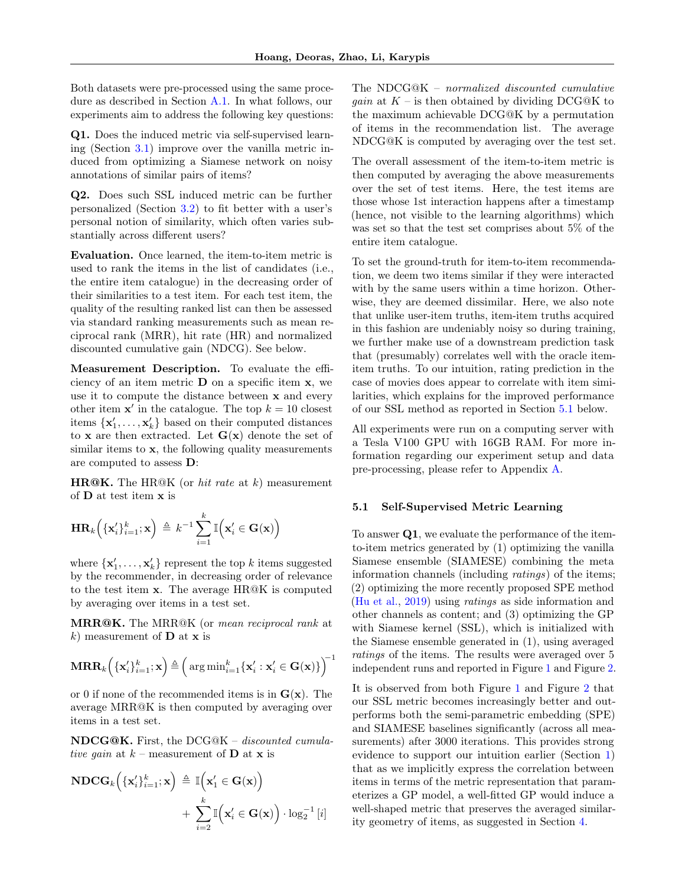Both datasets were pre-processed using the same procedure as described in Section A.1. In what follows, our experiments aim to address the following key questions:

**Q1.** Does the induced metric via self-supervised learning (Section 3.1) improve over the vanilla metric induced from optimizing a Siamese network on noisy annotations of similar pairs of items?

**Q2.** Does such SSL induced metric can be further personalized (Section 3.2) to fit better with a user's personal notion of similarity, which often varies substantially across different users?

**Evaluation.** Once learned, the item-to-item metric is used to rank the items in the list of candidates (i.e., the entire item catalogue) in the decreasing order of their similarities to a test item. For each test item, the quality of the resulting ranked list can then be assessed via standard ranking measurements such as mean reciprocal rank (MRR), hit rate (HR) and normalized discounted cumulative gain (NDCG). See below.

**Measurement Description.** To evaluate the efficiency of an item metric $\mathbf{D}$ on a specific item $\mathbf{x}$, we use it to compute the distance between $\mathbf{x}$ and every other item $\mathbf{x}'$ in the catalogue. The top $k = 10$ closest items $\{\mathbf{x}'_1, \ldots, \mathbf{x}'_k\}$ based on their computed distances to $\mathbf{x}$ are then extracted. Let $\mathbf{G}(\mathbf{x})$ denote the set of similar items to $\mathbf{x}$, the following quality measurements are computed to assess $\mathbf{D}$:

**HR@K.** The HR@K (or *hit rate* at $k$) measurement of $\mathbf{D}$ at test item $\mathbf{x}$ is

$$\mathbf{HR}_k\Big(\{\mathbf{x}'_i\}_{i=1}^{k}; \mathbf{x}\Big) \triangleq k^{-1}\sum_{i=1}^{k} \mathbb{I}\Big(\mathbf{x}'_i \in \mathbf{G}(\mathbf{x})\Big)$$

where $\{\mathbf{x}'_1, \ldots, \mathbf{x}'_k\}$ represent the top $k$ items suggested by the recommender, in decreasing order of relevance to the test item $\mathbf{x}$. The average HR@K is computed by averaging over items in a test set.

**MRR@K.** The MRR@K (or *mean reciprocal rank* at $k$) measurement of $\mathbf{D}$ at $\mathbf{x}$ is

$$\mathbf{MRR}_k\Big(\{\mathbf{x}'_i\}_{i=1}^{k}; \mathbf{x}\Big) \triangleq \Big(\arg\min_{i=1}^{k}\{\mathbf{x}'_i : \mathbf{x}'_i \in \mathbf{G}(\mathbf{x})\}\Big)^{-1}$$

or 0 if none of the recommended items is in $\mathbf{G}(\mathbf{x})$. The average MRR@K is then computed by averaging over items in a test set.

**NDCG@K.** First, the DCG@K – *discounted cumulative gain* at $k$ – measurement of $\mathbf{D}$ at $\mathbf{x}$ is

$$\mathbf{NDCG}_k\Big(\{\mathbf{x}'_i\}_{i=1}^{k}; \mathbf{x}\Big) \triangleq \mathbb{I}\Big(\mathbf{x}'_1 \in \mathbf{G}(\mathbf{x})\Big) + \sum_{i=2}^{k} \mathbb{I}\Big(\mathbf{x}'_i \in \mathbf{G}(\mathbf{x})\Big) \cdot \log_2^{-1}[i]$$

The NDCG@K – *normalized discounted cumulative gain* at $K$ – is then obtained by dividing DCG@K to the maximum achievable DCG@K by a permutation of items in the recommendation list. The average NDCG@K is computed by averaging over the test set.

The overall assessment of the item-to-item metric is then computed by averaging the above measurements over the set of test items. Here, the test items are those whose 1st interaction happens after a timestamp (hence, not visible to the learning algorithms) which was set so that the test set comprises about 5% of the entire item catalogue.

To set the ground-truth for item-to-item recommendation, we deem two items similar if they were interacted with by the same users within a time horizon. Otherwise, they are deemed dissimilar. Here, we also note that unlike user-item truths, item-item truths acquired in this fashion are undeniably noisy so during training, we further make use of a downstream prediction task that (presumably) correlates well with the oracle item-item truths. To our intuition, rating prediction in the case of movies does appear to correlate with item similarities, which explains for the improved performance of our SSL method as reported in Section 5.1 below.

All experiments were run on a computing server with a Tesla V100 GPU with 16GB RAM. For more information regarding our experiment setup and data pre-processing, please refer to Appendix A.

### 5.1 Self-Supervised Metric Learning

To answer **Q1**, we evaluate the performance of the item-to-item metrics generated by (1) optimizing the vanilla Siamese ensemble (SIAMESE) combining the meta information channels (including *ratings*) of the items; (2) optimizing the more recently proposed SPE method (Hu et al., 2019) using *ratings* as side information and other channels as content; and (3) optimizing the GP with Siamese kernel (SSL), which is initialized with the Siamese ensemble generated in (1), using averaged *ratings* of the items. The results were averaged over 5 independent runs and reported in Figure 1 and Figure 2.

It is observed from both Figure 1 and Figure 2 that our SSL metric becomes increasingly better and outperforms both the semi-parametric embedding (SPE) and SIAMESE baselines significantly (across all measurements) after 3000 iterations. This provides strong evidence to support our intuition earlier (Section 1) that as we implicitly express the correlation between items in terms of the metric representation that parameterizes a GP model, a well-fitted GP would induce a well-shaped metric that preserves the averaged similarity geometry of items, as suggested in Section 4.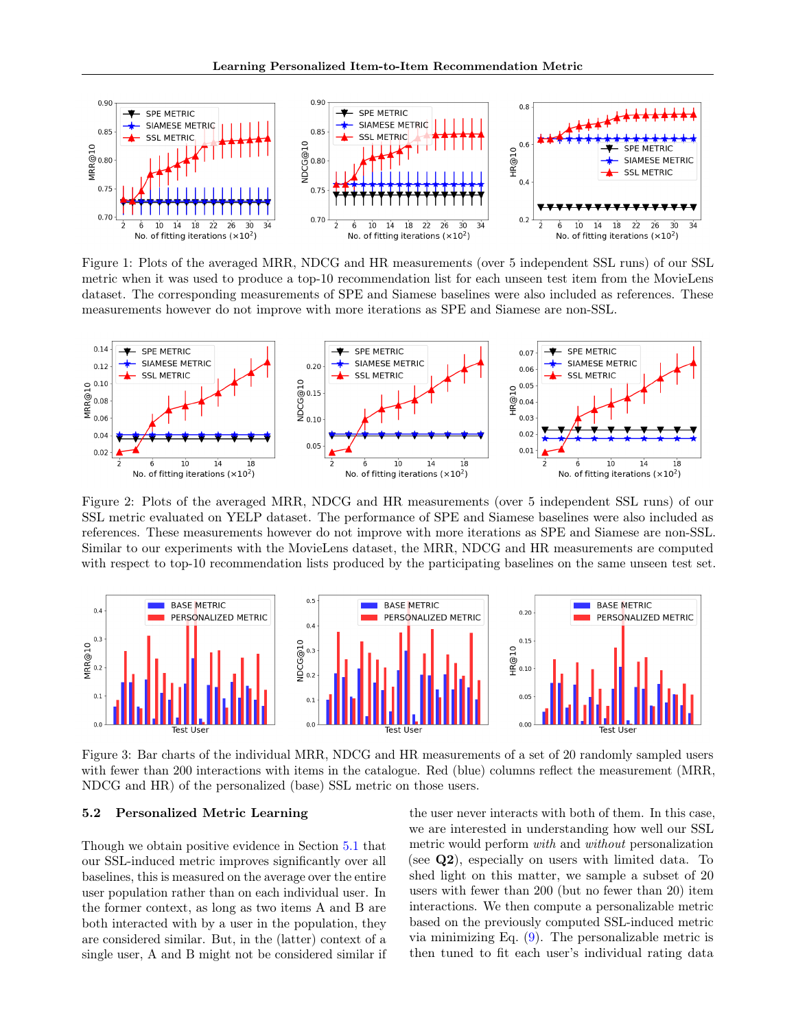Figure 1: Plots of the averaged MRR, NDCG and HR measurements (over 5 independent SSL runs) of our SSL metric when it was used to produce a top-10 recommendation list for each unseen test item from the MovieLens dataset. The corresponding measurements of SPE and Siamese baselines were also included as references. These measurements however do not improve with more iterations as SPE and Siamese are non-SSL.

Figure 2: Plots of the averaged MRR, NDCG and HR measurements (over 5 independent SSL runs) of our SSL metric evaluated on YELP dataset. The performance of SPE and Siamese baselines were also included as references. These measurements however do not improve with more iterations as SPE and Siamese are non-SSL. Similar to our experiments with the MovieLens dataset, the MRR, NDCG and HR measurements are computed with respect to top-10 recommendation lists produced by the participating baselines on the same unseen test set.

Figure 3: Bar charts of the individual MRR, NDCG and HR measurements of a set of 20 randomly sampled users with fewer than 200 interactions with items in the catalogue. Red (blue) columns reflect the measurement (MRR, NDCG and HR) of the personalized (base) SSL metric on those users.

### 5.2 Personalized Metric Learning

Though we obtain positive evidence in Section 5.1 that our SSL-induced metric improves significantly over all baselines, this is measured on the average over the entire user population rather than on each individual user. In the former context, as long as two items A and B are both interacted with by a user in the population, they are considered similar. But, in the (latter) context of a single user, A and B might not be considered similar if the user never interacts with both of them. In this case, we are interested in understanding how well our SSL metric would perform *with* and *without* personalization (see **Q2**), especially on users with limited data. To shed light on this matter, we sample a subset of 20 users with fewer than 200 (but no fewer than 20) item interactions. We then compute a personalizable metric based on the previously computed SSL-induced metric via minimizing Eq. (9). The personalizable metric is then tuned to fit each user's individual rating data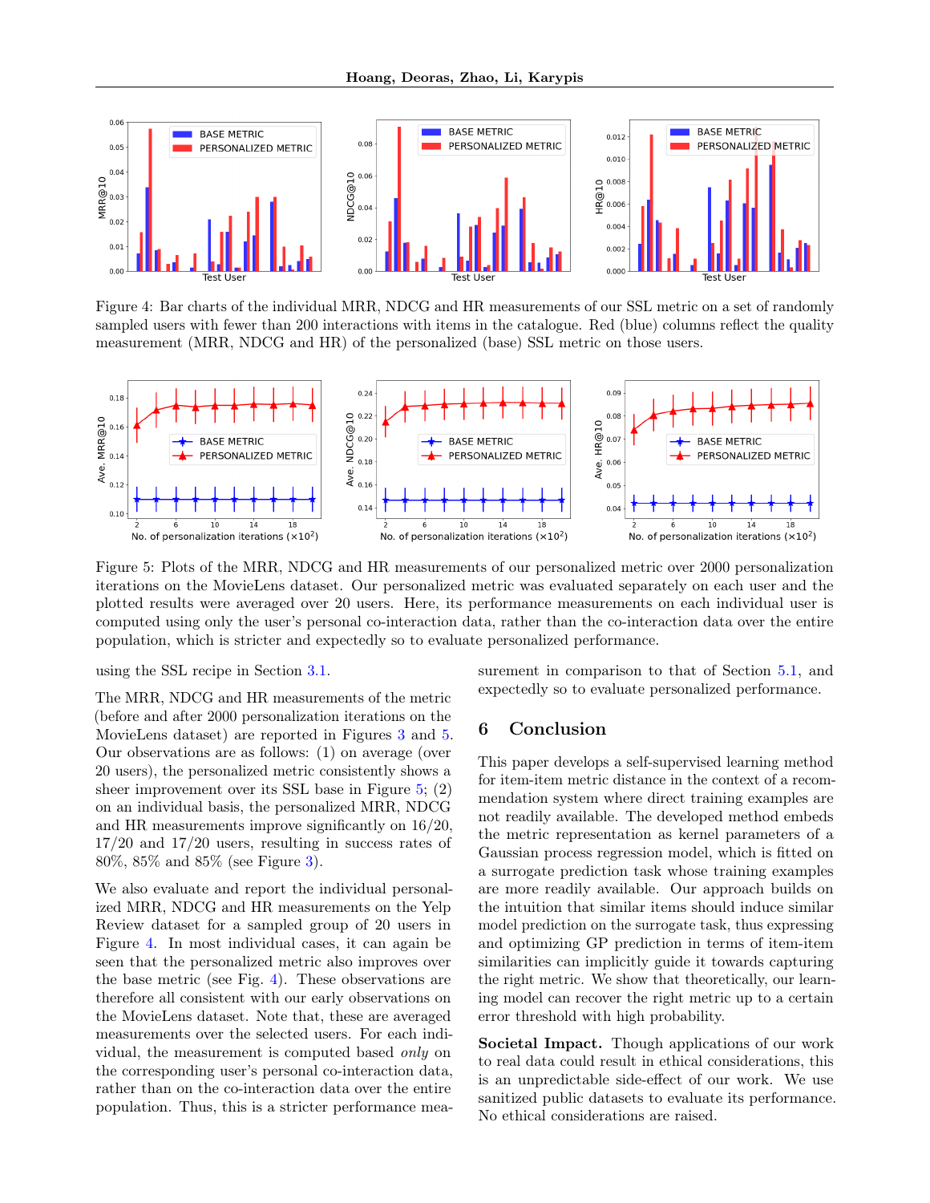Figure 4: Bar charts of the individual MRR, NDCG and HR measurements of our SSL metric on a set of randomly sampled users with fewer than 200 interactions with items in the catalogue. Red (blue) columns reflect the quality measurement (MRR, NDCG and HR) of the personalized (base) SSL metric on those users.

Figure 5: Plots of the MRR, NDCG and HR measurements of our personalized metric over 2000 personalization iterations on the MovieLens dataset. Our personalized metric was evaluated separately on each user and the plotted results were averaged over 20 users. Here, its performance measurements on each individual user is computed using only the user's personal co-interaction data, rather than the co-interaction data over the entire population, which is stricter and expectedly so to evaluate personalized performance.

using the SSL recipe in Section 3.1.

The MRR, NDCG and HR measurements of the metric (before and after 2000 personalization iterations on the MovieLens dataset) are reported in Figures 3 and 5. Our observations are as follows: (1) on average (over 20 users), the personalized metric consistently shows a sheer improvement over its SSL base in Figure 5; (2) on an individual basis, the personalized MRR, NDCG and HR measurements improve significantly on 16/20, 17/20 and 17/20 users, resulting in success rates of 80%, 85% and 85% (see Figure 3).

We also evaluate and report the individual personalized MRR, NDCG and HR measurements on the Yelp Review dataset for a sampled group of 20 users in Figure 4. In most individual cases, it can again be seen that the personalized metric also improves over the base metric (see Fig. 4). These observations are therefore all consistent with our early observations on the MovieLens dataset. Note that, these are averaged measurements over the selected users. For each individual, the measurement is computed based *only* on the corresponding user's personal co-interaction data, rather than on the co-interaction data over the entire population. Thus, this is a stricter performance measurement in comparison to that of Section 5.1, and expectedly so to evaluate personalized performance.

## 6 Conclusion

This paper develops a self-supervised learning method for item-item metric distance in the context of a recommendation system where direct training examples are not readily available. The developed method embeds the metric representation as kernel parameters of a Gaussian process regression model, which is fitted on a surrogate prediction task whose training examples are more readily available. Our approach builds on the intuition that similar items should induce similar model prediction on the surrogate task, thus expressing and optimizing GP prediction in terms of item-item similarities can implicitly guide it towards capturing the right metric. We show that theoretically, our learning model can recover the right metric up to a certain error threshold with high probability.

**Societal Impact.** Though applications of our work to real data could result in ethical considerations, this is an unpredictable side-effect of our work. We use sanitized public datasets to evaluate its performance. No ethical considerations are raised.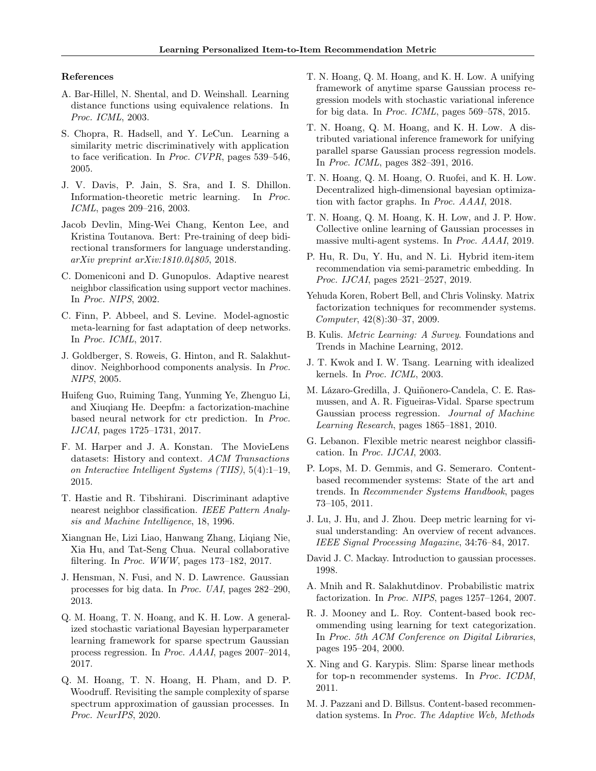### References

A. Bar-Hillel, N. Shental, and D. Weinshall. Learning distance functions using equivalence relations. In *Proc. ICML*, 2003.

S. Chopra, R. Hadsell, and Y. LeCun. Learning a similarity metric discriminatively with application to face verification. In *Proc. CVPR*, pages 539–546, 2005.

J. V. Davis, P. Jain, S. Sra, and I. S. Dhillon. Information-theoretic metric learning. In *Proc. ICML*, pages 209–216, 2003.

Jacob Devlin, Ming-Wei Chang, Kenton Lee, and Kristina Toutanova. Bert: Pre-training of deep bidirectional transformers for language understanding. *arXiv preprint arXiv:1810.04805*, 2018.

C. Domeniconi and D. Gunopulos. Adaptive nearest neighbor classification using support vector machines. In *Proc. NIPS*, 2002.

C. Finn, P. Abbeel, and S. Levine. Model-agnostic meta-learning for fast adaptation of deep networks. In *Proc. ICML*, 2017.

J. Goldberger, S. Roweis, G. Hinton, and R. Salakhutdinov. Neighborhood components analysis. In *Proc. NIPS*, 2005.

Huifeng Guo, Ruiming Tang, Yunming Ye, Zhenguo Li, and Xiuqiang He. Deepfm: a factorization-machine based neural network for ctr prediction. In *Proc. IJCAI*, pages 1725–1731, 2017.

F. M. Harper and J. A. Konstan. The MovieLens datasets: History and context. *ACM Transactions on Interactive Intelligent Systems (TIIS)*, 5(4):1–19, 2015.

T. Hastie and R. Tibshirani. Discriminant adaptive nearest neighbor classification. *IEEE Pattern Analysis and Machine Intelligence*, 18, 1996.

Xiangnan He, Lizi Liao, Hanwang Zhang, Liqiang Nie, Xia Hu, and Tat-Seng Chua. Neural collaborative filtering. In *Proc. WWW*, pages 173–182, 2017.

J. Hensman, N. Fusi, and N. D. Lawrence. Gaussian processes for big data. In *Proc. UAI*, pages 282–290, 2013.

Q. M. Hoang, T. N. Hoang, and K. H. Low. A generalized stochastic variational Bayesian hyperparameter learning framework for sparse spectrum Gaussian process regression. In *Proc. AAAI*, pages 2007–2014, 2017.

Q. M. Hoang, T. N. Hoang, H. Pham, and D. P. Woodruff. Revisiting the sample complexity of sparse spectrum approximation of gaussian processes. In *Proc. NeurIPS*, 2020.

T. N. Hoang, Q. M. Hoang, and K. H. Low. A unifying framework of anytime sparse Gaussian process regression models with stochastic variational inference for big data. In *Proc. ICML*, pages 569–578, 2015.

T. N. Hoang, Q. M. Hoang, and K. H. Low. A distributed variational inference framework for unifying parallel sparse Gaussian process regression models. In *Proc. ICML*, pages 382–391, 2016.

T. N. Hoang, Q. M. Hoang, O. Ruofei, and K. H. Low. Decentralized high-dimensional bayesian optimization with factor graphs. In *Proc. AAAI*, 2018.

T. N. Hoang, Q. M. Hoang, K. H. Low, and J. P. How. Collective online learning of Gaussian processes in massive multi-agent systems. In *Proc. AAAI*, 2019.

P. Hu, R. Du, Y. Hu, and N. Li. Hybrid item-item recommendation via semi-parametric embedding. In *Proc. IJCAI*, pages 2521–2527, 2019.

Yehuda Koren, Robert Bell, and Chris Volinsky. Matrix factorization techniques for recommender systems. *Computer*, 42(8):30–37, 2009.

B. Kulis. *Metric Learning: A Survey*. Foundations and Trends in Machine Learning, 2012.

J. T. Kwok and I. W. Tsang. Learning with idealized kernels. In *Proc. ICML*, 2003.

M. Lázaro-Gredilla, J. Quiñonero-Candela, C. E. Rasmussen, and A. R. Figueiras-Vidal. Sparse spectrum Gaussian process regression. *Journal of Machine Learning Research*, pages 1865–1881, 2010.

G. Lebanon. Flexible metric nearest neighbor classification. In *Proc. IJCAI*, 2003.

P. Lops, M. D. Gemmis, and G. Semeraro. Content-based recommender systems: State of the art and trends. In *Recommender Systems Handbook*, pages 73–105, 2011.

J. Lu, J. Hu, and J. Zhou. Deep metric learning for visual understanding: An overview of recent advances. *IEEE Signal Processing Magazine*, 34:76–84, 2017.

David J. C. Mackay. Introduction to gaussian processes. 1998.

A. Mnih and R. Salakhutdinov. Probabilistic matrix factorization. In *Proc. NIPS*, pages 1257–1264, 2007.

R. J. Mooney and L. Roy. Content-based book recommending using learning for text categorization. In *Proc. 5th ACM Conference on Digital Libraries*, pages 195–204, 2000.

X. Ning and G. Karypis. Slim: Sparse linear methods for top-n recommender systems. In *Proc. ICDM*, 2011.

M. J. Pazzani and D. Billsus. Content-based recommendation systems. In *Proc. The Adaptive Web, Methods*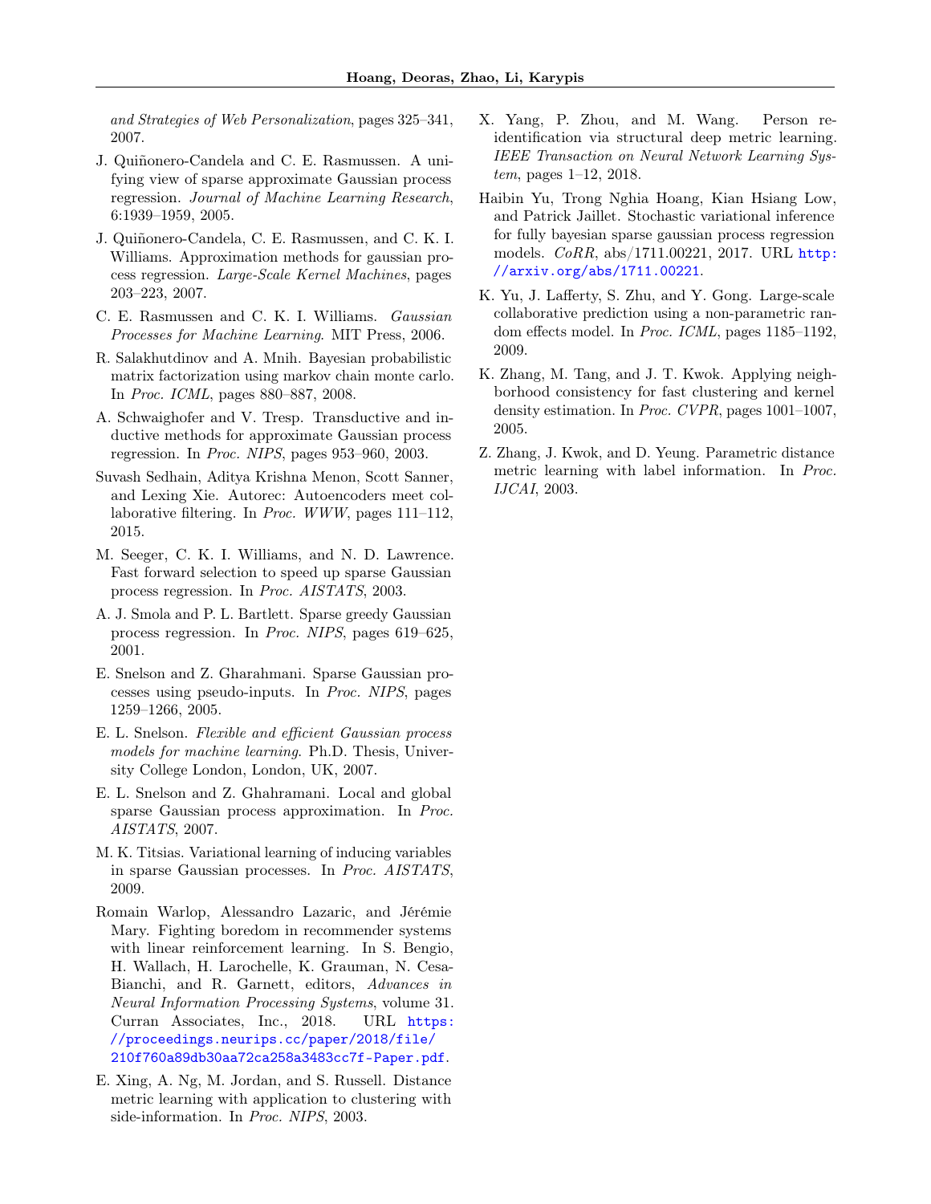*and Strategies of Web Personalization*, pages 325–341, 2007.

J. Quiñonero-Candela and C. E. Rasmussen. A unifying view of sparse approximate Gaussian process regression. *Journal of Machine Learning Research*, 6:1939–1959, 2005.

J. Quiñonero-Candela, C. E. Rasmussen, and C. K. I. Williams. Approximation methods for gaussian process regression. *Large-Scale Kernel Machines*, pages 203–223, 2007.

C. E. Rasmussen and C. K. I. Williams. *Gaussian Processes for Machine Learning*. MIT Press, 2006.

R. Salakhutdinov and A. Mnih. Bayesian probabilistic matrix factorization using markov chain monte carlo. In *Proc. ICML*, pages 880–887, 2008.

A. Schwaighofer and V. Tresp. Transductive and inductive methods for approximate Gaussian process regression. In *Proc. NIPS*, pages 953–960, 2003.

Suvash Sedhain, Aditya Krishna Menon, Scott Sanner, and Lexing Xie. Autorec: Autoencoders meet collaborative filtering. In *Proc. WWW*, pages 111–112, 2015.

M. Seeger, C. K. I. Williams, and N. D. Lawrence. Fast forward selection to speed up sparse Gaussian process regression. In *Proc. AISTATS*, 2003.

A. J. Smola and P. L. Bartlett. Sparse greedy Gaussian process regression. In *Proc. NIPS*, pages 619–625, 2001.

E. Snelson and Z. Gharahmani. Sparse Gaussian processes using pseudo-inputs. In *Proc. NIPS*, pages 1259–1266, 2005.

E. L. Snelson. *Flexible and efficient Gaussian process models for machine learning*. Ph.D. Thesis, University College London, London, UK, 2007.

E. L. Snelson and Z. Ghahramani. Local and global sparse Gaussian process approximation. In *Proc. AISTATS*, 2007.

M. K. Titsias. Variational learning of inducing variables in sparse Gaussian processes. In *Proc. AISTATS*, 2009.

Romain Warlop, Alessandro Lazaric, and Jérémie Mary. Fighting boredom in recommender systems with linear reinforcement learning. In S. Bengio, H. Wallach, H. Larochelle, K. Grauman, N. Cesa-Bianchi, and R. Garnett, editors, *Advances in Neural Information Processing Systems*, volume 31. Curran Associates, Inc., 2018. URL https://proceedings.neurips.cc/paper/2018/file/210f760a89db30aa72ca258a3483cc7f-Paper.pdf.

E. Xing, A. Ng, M. Jordan, and S. Russell. Distance metric learning with application to clustering with side-information. In *Proc. NIPS*, 2003.

X. Yang, P. Zhou, and M. Wang. Person reidentification via structural deep metric learning. *IEEE Transaction on Neural Network Learning System*, pages 1–12, 2018.

Haibin Yu, Trong Nghia Hoang, Kian Hsiang Low, and Patrick Jaillet. Stochastic variational inference for fully bayesian sparse gaussian process regression models. *CoRR*, abs/1711.00221, 2017. URL http://arxiv.org/abs/1711.00221.

K. Yu, J. Lafferty, S. Zhu, and Y. Gong. Large-scale collaborative prediction using a non-parametric random effects model. In *Proc. ICML*, pages 1185–1192, 2009.

K. Zhang, M. Tang, and J. T. Kwok. Applying neighborhood consistency for fast clustering and kernel density estimation. In *Proc. CVPR*, pages 1001–1007, 2005.

Z. Zhang, J. Kwok, and D. Yeung. Parametric distance metric learning with label information. In *Proc. IJCAI*, 2003.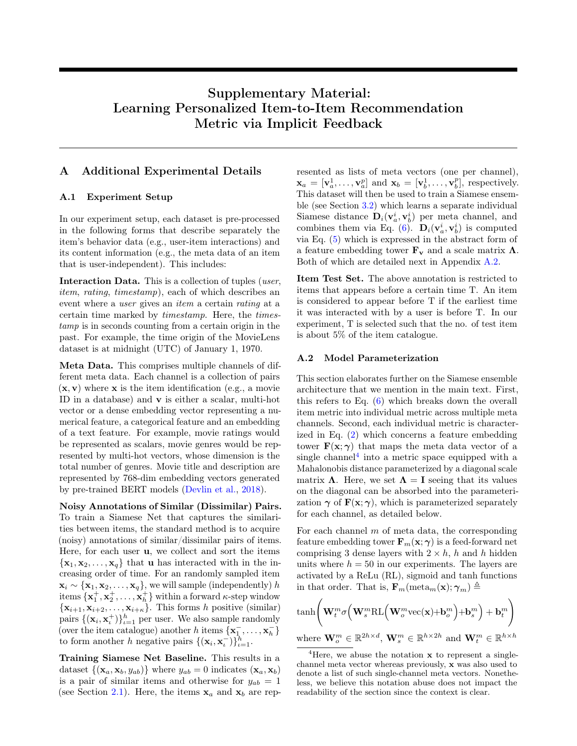# Supplementary Material: Learning Personalized Item-to-Item Recommendation Metric via Implicit Feedback

## A Additional Experimental Details

### A.1 Experiment Setup

In our experiment setup, each dataset is pre-processed in the following forms that describe separately the item's behavior data (e.g., user-item interactions) and its content information (e.g., the meta data of an item that is user-independent). This includes:

**Interaction Data.** This is a collection of tuples (*user*, *item*, *rating*, *timestamp*), each of which describes an event where a *user* gives an *item* a certain *rating* at a certain time marked by *timestamp*. Here, the *timestamp* is in seconds counting from a certain origin in the past. For example, the time origin of the MovieLens dataset is at midnight (UTC) of January 1, 1970.

**Meta Data.** This comprises multiple channels of different meta data. Each channel is a collection of pairs $(\mathbf{x}, \mathbf{v})$ where $\mathbf{x}$ is the item identification (e.g., a movie ID in a database) and $\mathbf{v}$ is either a scalar, multi-hot vector or a dense embedding vector representing a numerical feature, a categorical feature and an embedding of a text feature. For example, movie ratings would be represented as scalars, movie genres would be represented by multi-hot vectors, whose dimension is the total number of genres. Movie title and description are represented by 768-dim embedding vectors generated by pre-trained BERT models (Devlin et al., 2018).

**Noisy Annotations of Similar (Dissimilar) Pairs.** To train a Siamese Net that captures the similarities between items, the standard method is to acquire (noisy) annotations of similar/dissimilar pairs of items. Here, for each user $\mathbf{u}$, we collect and sort the items $\{\mathbf{x}_1, \mathbf{x}_2, \ldots, \mathbf{x}_q\}$ that $\mathbf{u}$ has interacted with in the increasing order of time. For an randomly sampled item $\mathbf{x}_i \sim \{\mathbf{x}_1, \mathbf{x}_2, \ldots, \mathbf{x}_q\}$, we will sample (independently) $h$ items $\{\mathbf{x}_1^+, \mathbf{x}_2^+, \ldots, \mathbf{x}_h^+\}$ within a forward $\kappa$-step window $\{\mathbf{x}_{i+1}, \mathbf{x}_{i+2}, \ldots, \mathbf{x}_{i+\kappa}\}$. This forms $h$ positive (similar) pairs $\{(\mathbf{x}_i, \mathbf{x}_\iota^+)\}_{\iota=1}^h$ per user. We also sample randomly (over the item catalogue) another $h$ items $\{\mathbf{x}_1^-, \ldots, \mathbf{x}_h^-\}$ to form another $h$ negative pairs $\{(\mathbf{x}_i, \mathbf{x}_\iota^-)\}_{\iota=1}^h$.

**Training Siamese Net Baseline.** This results in a dataset $\{(\mathbf{x}_a, \mathbf{x}_b, y_{ab})\}$ where $y_{ab} = 0$ indicates $(\mathbf{x}_a, \mathbf{x}_b)$ is a pair of similar items and otherwise for $y_{ab} = 1$ (see Section 2.1). Here, the items $\mathbf{x}_a$ and $\mathbf{x}_b$ are represented as lists of meta vectors (one per channel), $\mathbf{x}_a = [\mathbf{v}_a^1, \ldots, \mathbf{v}_a^p]$ and $\mathbf{x}_b = [\mathbf{v}_b^1, \ldots, \mathbf{v}_b^p]$, respectively. This dataset will then be used to train a Siamese ensemble (see Section 3.2) which learns a separate individual Siamese distance $\mathbf{D}_i(\mathbf{v}_a^i, \mathbf{v}_b^i)$ per meta channel, and combines them via Eq. (6). $\mathbf{D}_i(\mathbf{v}_a^i, \mathbf{v}_b^i)$ is computed via Eq. (5) which is expressed in the abstract form of a feature embedding tower $\mathbf{F}_\mathbf{v}$ and a scale matrix $\mathbf{\Lambda}$. Both of which are detailed next in Appendix A.2.

**Item Test Set.** The above annotation is restricted to items that appears before a certain time T. An item is considered to appear before T if the earliest time it was interacted with by a user is before T. In our experiment, T is selected such that the no. of test item is about 5% of the item catalogue.

### A.2 Model Parameterization

This section elaborates further on the Siamese ensemble architecture that we mention in the main text. First, this refers to Eq. (6) which breaks down the overall item metric into individual metric across multiple meta channels. Second, each individual metric is characterized in Eq. (2) which concerns a feature embedding tower $\mathbf{F}(\mathbf{x}; \boldsymbol{\gamma})$ that maps the meta data vector of a single channel[4] into a metric space equipped with a Mahalonobis distance parameterized by a diagonal scale matrix $\mathbf{\Lambda}$. Here, we set $\mathbf{\Lambda} = \mathbf{I}$ seeing that its values on the diagonal can be absorbed into the parameterization $\boldsymbol{\gamma}$ of $\mathbf{F}(\mathbf{x}; \boldsymbol{\gamma})$, which is parameterized separately for each channel, as detailed below.

For each channel $m$ of meta data, the corresponding feature embedding tower $\mathbf{F}_m(\mathbf{x}; \boldsymbol{\gamma})$ is a feed-forward net comprising 3 dense layers with $2 \times h$, $h$ and $h$ hidden units where $h = 50$ in our experiments. The layers are activated by a ReLu (RL), sigmoid and tanh functions in that order. That is, $\mathbf{F}_m(\text{meta}_m(\mathbf{x}); \boldsymbol{\gamma}_m) \triangleq$

$$\tanh\left(\mathbf{W}_t^m \sigma\left(\mathbf{W}_s^m \text{RL}\left(\mathbf{W}_o^m \text{vec}(\mathbf{x}) + \mathbf{b}_o^m\right) + \mathbf{b}_s^m\right) + \mathbf{b}_t^m\right)$$

where $\mathbf{W}_o^m \in \mathbb{R}^{2h \times d}$, $\mathbf{W}_s^m \in \mathbb{R}^{h \times 2h}$ and $\mathbf{W}_t^m \in \mathbb{R}^{h \times h}$

[4] Here, we abuse the notation $\mathbf{x}$ to represent a single-channel meta vector whereas previously, $\mathbf{x}$ was also used to denote a list of such single-channel meta vectors. Nonetheless, we believe this notation abuse does not impact the readability of the section since the context is clear.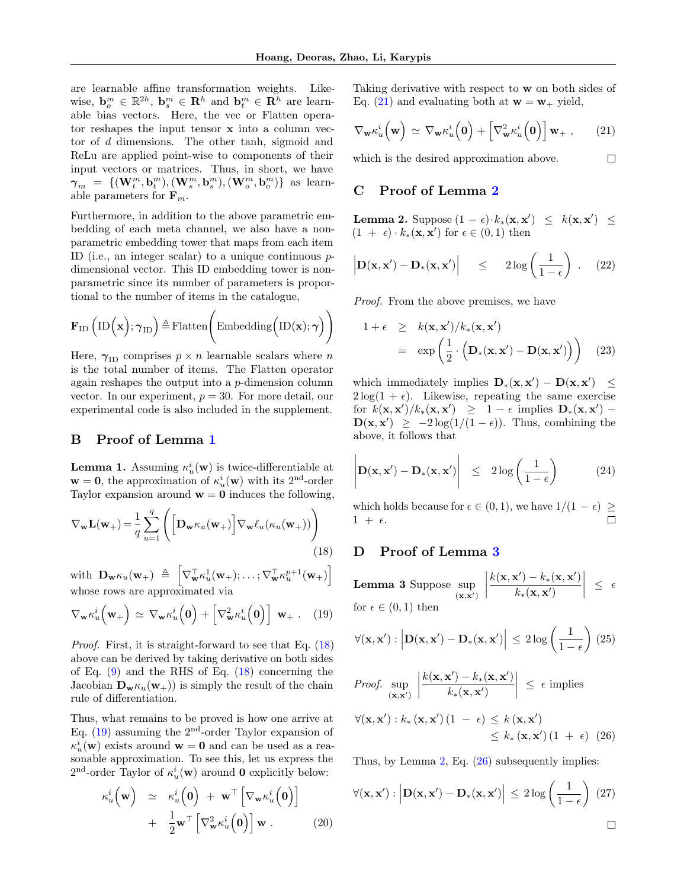are learnable affine transformation weights. Likewise, $\mathbf{b}_o^m \in \mathbb{R}^{2h}$, $\mathbf{b}_s^m \in \mathbf{R}^h$ and $\mathbf{b}_t^m \in \mathbf{R}^h$ are learnable bias vectors. Here, the vec or Flatten operator reshapes the input tensor $\mathbf{x}$ into a column vector of $d$ dimensions. The other tanh, sigmoid and ReLu are applied point-wise to components of their input vectors or matrices. Thus, in short, we have $\boldsymbol{\gamma}_m = \{(\mathbf{W}_t^m, \mathbf{b}_t^m), (\mathbf{W}_s^m, \mathbf{b}_s^m), (\mathbf{W}_o^m, \mathbf{b}_o^m)\}$ as learnable parameters for $\mathbf{F}_m$.

Furthermore, in addition to the above parametric embedding of each meta channel, we also have a non-parametric embedding tower that maps from each item ID (i.e., an integer scalar) to a unique continuous $p$-dimensional vector. This ID embedding tower is non-parametric since its number of parameters is proportional to the number of items in the catalogue,

$$\mathbf{F}_{\text{ID}}\left(\text{ID}\Big(\mathbf{x}\Big); \boldsymbol{\gamma}_{\text{ID}}\right) \triangleq \text{Flatten}\bigg(\text{Embedding}\Big(\text{ID}(\mathbf{x}); \boldsymbol{\gamma}\Big)\bigg)$$

Here, $\boldsymbol{\gamma}_{\text{ID}}$ comprises $p \times n$ learnable scalars where $n$ is the total number of items. The Flatten operator again reshapes the output into a $p$-dimension column vector. In our experiment, $p = 30$. For more detail, our experimental code is also included in the supplement.

## B Proof of Lemma 1

**Lemma 1.** Assuming $\kappa_u^i(\mathbf{w})$ is twice-differentiable at $\mathbf{w} = \mathbf{0}$, the approximation of $\kappa_u^i(\mathbf{w})$ with its $2^{\text{nd}}$-order Taylor expansion around $\mathbf{w} = \mathbf{0}$ induces the following,

$$\nabla_{\mathbf{w}} \mathbf{L}(\mathbf{w}_+) = \frac{1}{q}\sum_{u=1}^{q}\left(\Big[\mathbf{D}_{\mathbf{w}}\kappa_u(\mathbf{w}_+)\Big]\nabla_{\mathbf{w}}\ell_u(\kappa_u(\mathbf{w}_+))\right) \tag{18}$$

with $\mathbf{D}_{\mathbf{w}}\kappa_u(\mathbf{w}_+) \triangleq \left[\nabla_{\mathbf{w}}^\top \kappa_u^1(\mathbf{w}_+); \ldots; \nabla_{\mathbf{w}}^\top \kappa_u^{p+1}(\mathbf{w}_+)\right]$ whose rows are approximated via

$$\nabla_{\mathbf{w}}\kappa_u^i\Big(\mathbf{w}_+\Big) \simeq \nabla_{\mathbf{w}}\kappa_u^i\Big(\mathbf{0}\Big) + \Big[\nabla_{\mathbf{w}}^2\kappa_u^i\Big(\mathbf{0}\Big)\Big]\ \mathbf{w}_+ \ . \tag{19}$$

*Proof.* First, it is straight-forward to see that Eq. (18) above can be derived by taking derivative on both sides of Eq. (9) and the RHS of Eq. (18) concerning the Jacobian $\mathbf{D}_{\mathbf{w}}\kappa_u(\mathbf{w}_+)$) is simply the result of the chain rule of differentiation.

Thus, what remains to be proved is how one arrive at Eq. (19) assuming the $2^{\text{nd}}$-order Taylor expansion of $\kappa_u^i(\mathbf{w})$ exists around $\mathbf{w} = \mathbf{0}$ and can be used as a reasonable approximation. To see this, let us express the $2^{\text{nd}}$-order Taylor of $\kappa_u^i(\mathbf{w})$ around $\mathbf{0}$ explicitly below:

$$\kappa_u^i\Big(\mathbf{w}\Big) \simeq \kappa_u^i\Big(\mathbf{0}\Big) + \mathbf{w}^\top\Big[\nabla_{\mathbf{w}}\kappa_u^i\Big(\mathbf{0}\Big)\Big] + \frac{1}{2}\mathbf{w}^\top\Big[\nabla_{\mathbf{w}}^2\kappa_u^i\Big(\mathbf{0}\Big)\Big]\mathbf{w} \ . \tag{20}$$

Taking derivative with respect to $\mathbf{w}$ on both sides of Eq. (21) and evaluating both at $\mathbf{w} = \mathbf{w}_+$ yield,

$$\nabla_{\mathbf{w}}\kappa_u^i\Big(\mathbf{w}\Big) \simeq \nabla_{\mathbf{w}}\kappa_u^i\Big(\mathbf{0}\Big) + \Big[\nabla_{\mathbf{w}}^2\kappa_u^i\Big(\mathbf{0}\Big)\Big]\mathbf{w}_+ \ , \tag{21}$$

which is the desired approximation above. □

## C Proof of Lemma 2

**Lemma 2.** Suppose $(1-\epsilon)\cdot k_*(\mathbf{x}, \mathbf{x}') \leq k(\mathbf{x}, \mathbf{x}') \leq (1+\epsilon)\cdot k_*(\mathbf{x}, \mathbf{x}')$ for $\epsilon \in (0, 1)$ then

$$\Big|\mathbf{D}(\mathbf{x}, \mathbf{x}') - \mathbf{D}_*(\mathbf{x}, \mathbf{x}')\Big| \quad \leq \quad 2\log\left(\frac{1}{1-\epsilon}\right) \ . \tag{22}$$

*Proof.* From the above premises, we have

$$\begin{aligned} 1+\epsilon \quad &\geq \quad k(\mathbf{x}, \mathbf{x}')/k_*(\mathbf{x}, \mathbf{x}') \\ &= \quad \exp\left(\frac{1}{2}\cdot\Big(\mathbf{D}_*(\mathbf{x}, \mathbf{x}') - \mathbf{D}(\mathbf{x}, \mathbf{x}')\Big)\right) \end{aligned} \tag{23}$$

which immediately implies $\mathbf{D}_*(\mathbf{x}, \mathbf{x}') - \mathbf{D}(\mathbf{x}, \mathbf{x}') \leq 2\log(1+\epsilon)$. Likewise, repeating the same exercise for $k(\mathbf{x}, \mathbf{x}')/k_*(\mathbf{x}, \mathbf{x}') \geq 1-\epsilon$ implies $\mathbf{D}_*(\mathbf{x}, \mathbf{x}') - \mathbf{D}(\mathbf{x}, \mathbf{x}') \geq -2\log(1/(1-\epsilon))$. Thus, combining the above, it follows that

$$\Big|\mathbf{D}(\mathbf{x}, \mathbf{x}') - \mathbf{D}_*(\mathbf{x}, \mathbf{x}')\Big| \quad \leq \quad 2\log\left(\frac{1}{1-\epsilon}\right) \tag{24}$$

which holds because for $\epsilon \in (0, 1)$, we have $1/(1-\epsilon) \geq 1+\epsilon$. □

## D Proof of Lemma 3

**Lemma 3** Suppose $\sup_{(\mathbf{x}, \mathbf{x}')}\left|\dfrac{k(\mathbf{x}, \mathbf{x}') - k_*(\mathbf{x}, \mathbf{x}')}{k_*(\mathbf{x}, \mathbf{x}')}\right| \leq \epsilon$ for $\epsilon \in (0, 1)$ then

$$\forall(\mathbf{x}, \mathbf{x}') : \Big|\mathbf{D}(\mathbf{x}, \mathbf{x}') - \mathbf{D}_*(\mathbf{x}, \mathbf{x}')\Big| \leq 2\log\left(\frac{1}{1-\epsilon}\right) \tag{25}$$

*Proof.* $\sup_{(\mathbf{x}, \mathbf{x}')}\left|\dfrac{k(\mathbf{x}, \mathbf{x}') - k_*(\mathbf{x}, \mathbf{x}')}{k_*(\mathbf{x}, \mathbf{x}')}\right| \leq \epsilon$ implies

$$\begin{aligned} \forall(\mathbf{x}, \mathbf{x}') : k_*\left(\mathbf{x}, \mathbf{x}'\right)(1-\epsilon) &\leq k\left(\mathbf{x}, \mathbf{x}'\right) \\ &\leq k_*\left(\mathbf{x}, \mathbf{x}'\right)(1+\epsilon) \end{aligned} \tag{26}$$

Thus, by Lemma 2, Eq. (26) subsequently implies:

$$\forall(\mathbf{x}, \mathbf{x}') : \Big|\mathbf{D}(\mathbf{x}, \mathbf{x}') - \mathbf{D}_*(\mathbf{x}, \mathbf{x}')\Big| \leq 2\log\left(\frac{1}{1-\epsilon}\right) \tag{27}$$

□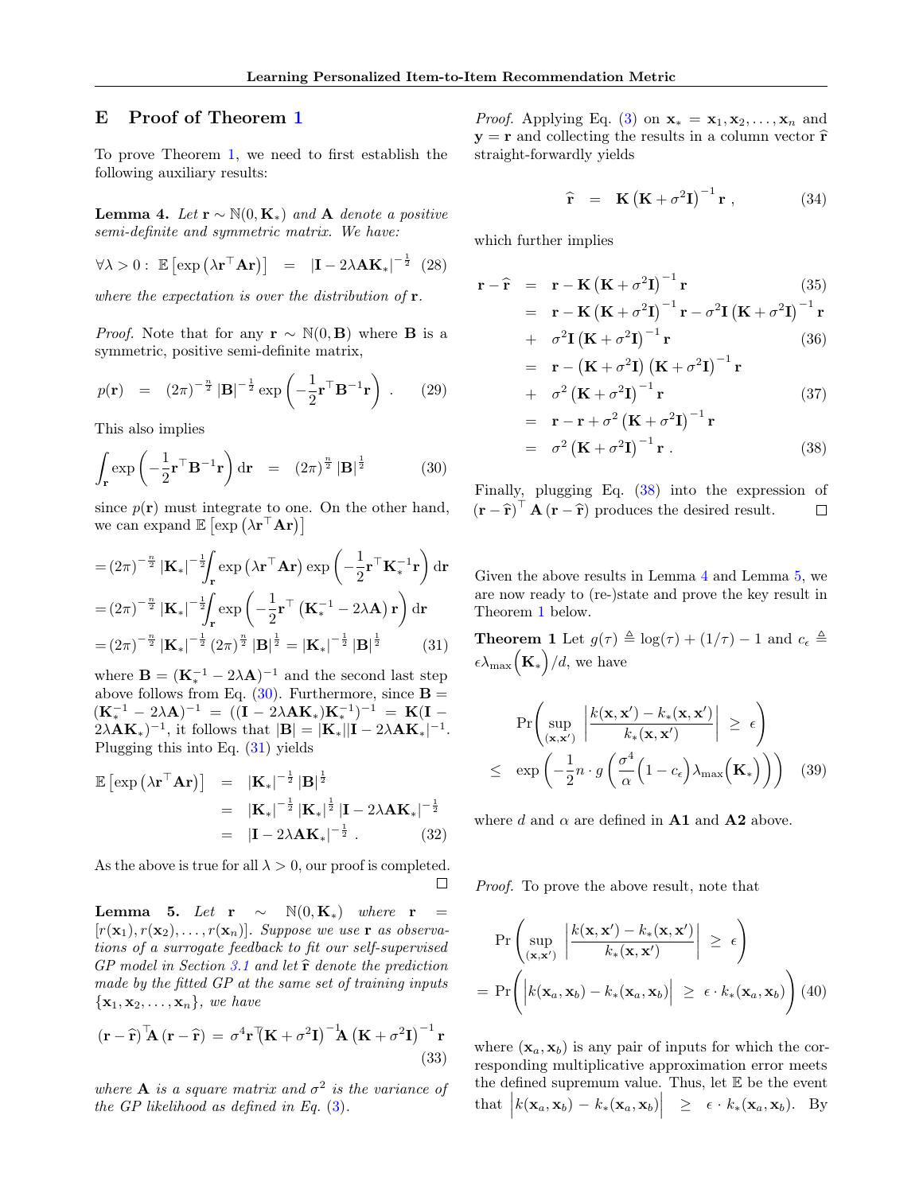## E Proof of Theorem 1

To prove Theorem 1, we need to first establish the following auxiliary results:

**Lemma 4.** *Let $\mathbf{r} \sim \mathbb{N}(0, \mathbf{K}_*)$ and $\mathbf{A}$ denote a positive semi-definite and symmetric matrix. We have:*

$$\forall \lambda > 0: \ \mathbb{E}\left[\exp\left(\lambda \mathbf{r}^\top \mathbf{A} \mathbf{r}\right)\right] \ = \ \left|\mathbf{I} - 2\lambda \mathbf{A}\mathbf{K}_*\right|^{-\frac{1}{2}} \quad (28)$$

*where the expectation is over the distribution of $\mathbf{r}$.*

*Proof.* Note that for any $\mathbf{r} \sim \mathbb{N}(0, \mathbf{B})$ where $\mathbf{B}$ is a symmetric, positive semi-definite matrix,

$$p(\mathbf{r}) \ = \ (2\pi)^{-\frac{n}{2}} \left|\mathbf{B}\right|^{-\frac{1}{2}} \exp\left(-\frac{1}{2}\mathbf{r}^\top \mathbf{B}^{-1}\mathbf{r}\right) . \quad (29)$$

This also implies

$$\int_{\mathbf{r}} \exp\left(-\frac{1}{2}\mathbf{r}^\top \mathbf{B}^{-1}\mathbf{r}\right) \mathrm{d}\mathbf{r} \ = \ (2\pi)^{\frac{n}{2}} \left|\mathbf{B}\right|^{\frac{1}{2}} \quad (30)$$

since $p(\mathbf{r})$ must integrate to one. On the other hand, we can expand $\mathbb{E}\left[\exp\left(\lambda \mathbf{r}^\top \mathbf{A}\mathbf{r}\right)\right]$

$$\begin{aligned}
&= (2\pi)^{-\frac{n}{2}} \left|\mathbf{K}_*\right|^{-\frac{1}{2}} \int_{\mathbf{r}} \exp\left(\lambda \mathbf{r}^\top \mathbf{A}\mathbf{r}\right) \exp\left(-\frac{1}{2}\mathbf{r}^\top \mathbf{K}_*^{-1}\mathbf{r}\right) \mathrm{d}\mathbf{r} \\
&= (2\pi)^{-\frac{n}{2}} \left|\mathbf{K}_*\right|^{-\frac{1}{2}} \int_{\mathbf{r}} \exp\left(-\frac{1}{2}\mathbf{r}^\top \left(\mathbf{K}_*^{-1} - 2\lambda\mathbf{A}\right)\mathbf{r}\right) \mathrm{d}\mathbf{r} \\
&= (2\pi)^{-\frac{n}{2}} \left|\mathbf{K}_*\right|^{-\frac{1}{2}} (2\pi)^{\frac{n}{2}} \left|\mathbf{B}\right|^{\frac{1}{2}} = \left|\mathbf{K}_*\right|^{-\frac{1}{2}} \left|\mathbf{B}\right|^{\frac{1}{2}} \quad (31)
\end{aligned}$$

where $\mathbf{B} = (\mathbf{K}_*^{-1} - 2\lambda\mathbf{A})^{-1}$ and the second last step above follows from Eq. (30). Furthermore, since $\mathbf{B} = (\mathbf{K}_*^{-1} - 2\lambda\mathbf{A})^{-1} = ((\mathbf{I} - 2\lambda\mathbf{A}\mathbf{K}_*)\mathbf{K}_*^{-1})^{-1} = \mathbf{K}(\mathbf{I} - 2\lambda\mathbf{A}\mathbf{K}_*)^{-1}$, it follows that $|\mathbf{B}| = |\mathbf{K}_*||\mathbf{I} - 2\lambda\mathbf{A}\mathbf{K}_*|^{-1}$. Plugging this into Eq. (31) yields

$$\begin{aligned}
\mathbb{E}\left[\exp\left(\lambda \mathbf{r}^\top \mathbf{A}\mathbf{r}\right)\right] \ &= \ \left|\mathbf{K}_*\right|^{-\frac{1}{2}} \left|\mathbf{B}\right|^{\frac{1}{2}} \\
&= \ \left|\mathbf{K}_*\right|^{-\frac{1}{2}} \left|\mathbf{K}_*\right|^{\frac{1}{2}} \left|\mathbf{I} - 2\lambda\mathbf{A}\mathbf{K}_*\right|^{-\frac{1}{2}} \\
&= \ \left|\mathbf{I} - 2\lambda\mathbf{A}\mathbf{K}_*\right|^{-\frac{1}{2}} . \quad (32)
\end{aligned}$$

As the above is true for all $\lambda > 0$, our proof is completed. □

**Lemma 5.** *Let $\mathbf{r} \sim \mathbb{N}(0, \mathbf{K}_*)$ where $\mathbf{r} = [r(\mathbf{x}_1), r(\mathbf{x}_2), \ldots, r(\mathbf{x}_n)]$. Suppose we use $\mathbf{r}$ as observations of a surrogate feedback to fit our self-supervised GP model in Section 3.1 and let $\widehat{\mathbf{r}}$ denote the prediction made by the fitted GP at the same set of training inputs $\{\mathbf{x}_1, \mathbf{x}_2, \ldots, \mathbf{x}_n\}$, we have*

$$\left(\mathbf{r} - \widehat{\mathbf{r}}\right)^\top \mathbf{A}\left(\mathbf{r} - \widehat{\mathbf{r}}\right) \ = \ \sigma^4 \mathbf{r}^\top \left(\mathbf{K} + \sigma^2\mathbf{I}\right)^{-1} \mathbf{A}\left(\mathbf{K} + \sigma^2\mathbf{I}\right)^{-1}\mathbf{r} \quad (33)$$

*where $\mathbf{A}$ is a square matrix and $\sigma^2$ is the variance of the GP likelihood as defined in Eq. (3).*

*Proof.* Applying Eq. (3) on $\mathbf{x}_* = \mathbf{x}_1, \mathbf{x}_2, \ldots, \mathbf{x}_n$ and $\mathbf{y} = \mathbf{r}$ and collecting the results in a column vector $\widehat{\mathbf{r}}$ straight-forwardly yields

$$\widehat{\mathbf{r}} \ = \ \mathbf{K}\left(\mathbf{K} + \sigma^2\mathbf{I}\right)^{-1}\mathbf{r} , \quad (34)$$

which further implies

$$\begin{aligned}
\mathbf{r} - \widehat{\mathbf{r}} \ &= \ \mathbf{r} - \mathbf{K}\left(\mathbf{K} + \sigma^2\mathbf{I}\right)^{-1}\mathbf{r} \quad (35) \\
&= \ \mathbf{r} - \mathbf{K}\left(\mathbf{K} + \sigma^2\mathbf{I}\right)^{-1}\mathbf{r} - \sigma^2\mathbf{I}\left(\mathbf{K} + \sigma^2\mathbf{I}\right)^{-1}\mathbf{r} \\
&+ \ \sigma^2\mathbf{I}\left(\mathbf{K} + \sigma^2\mathbf{I}\right)^{-1}\mathbf{r} \quad (36) \\
&= \ \mathbf{r} - \left(\mathbf{K} + \sigma^2\mathbf{I}\right)\left(\mathbf{K} + \sigma^2\mathbf{I}\right)^{-1}\mathbf{r} \\
&+ \ \sigma^2\left(\mathbf{K} + \sigma^2\mathbf{I}\right)^{-1}\mathbf{r} \quad (37) \\
&= \ \mathbf{r} - \mathbf{r} + \sigma^2\left(\mathbf{K} + \sigma^2\mathbf{I}\right)^{-1}\mathbf{r} \\
&= \ \sigma^2\left(\mathbf{K} + \sigma^2\mathbf{I}\right)^{-1}\mathbf{r} . \quad (38)
\end{aligned}$$

Finally, plugging Eq. (38) into the expression of $\left(\mathbf{r} - \widehat{\mathbf{r}}\right)^\top \mathbf{A}\left(\mathbf{r} - \widehat{\mathbf{r}}\right)$ produces the desired result. □

Given the above results in Lemma 4 and Lemma 5, we are now ready to (re-)state and prove the key result in Theorem 1 below.

**Theorem 1** Let $g(\tau) \triangleq \log(\tau) + (1/\tau) - 1$ and $c_\epsilon \triangleq \epsilon\lambda_{\max}\Big(\mathbf{K}_*\Big)/d$, we have

$$\begin{aligned}
&\Pr\left(\sup_{(\mathbf{x}, \mathbf{x}')} \left|\frac{k(\mathbf{x}, \mathbf{x}') - k_*(\mathbf{x}, \mathbf{x}')}{k_*(\mathbf{x}, \mathbf{x}')}\right| \ \geq \ \epsilon\right) \\
&\leq \ \exp\left(-\frac{1}{2} n \cdot g\left(\frac{\sigma^4}{\alpha}\Big(1 - c_\epsilon\Big)\lambda_{\max}\Big(\mathbf{K}_*\Big)\right)\right) \quad (39)
\end{aligned}$$

where $d$ and $\alpha$ are defined in **A1** and **A2** above.

*Proof.* To prove the above result, note that

$$\begin{aligned}
&\Pr\left(\sup_{(\mathbf{x}, \mathbf{x}')} \left|\frac{k(\mathbf{x}, \mathbf{x}') - k_*(\mathbf{x}, \mathbf{x}')}{k_*(\mathbf{x}, \mathbf{x}')}\right| \ \geq \ \epsilon\right) \\
&= \ \Pr\Bigg(\Big|k(\mathbf{x}_a, \mathbf{x}_b) - k_*(\mathbf{x}_a, \mathbf{x}_b)\Big| \ \geq \ \epsilon \cdot k_*(\mathbf{x}_a, \mathbf{x}_b)\Bigg) \quad (40)
\end{aligned}$$

where $(\mathbf{x}_a, \mathbf{x}_b)$ is any pair of inputs for which the corresponding multiplicative approximation error meets the defined supremum value. Thus, let $\mathbb{E}$ be the event that $\Big|k(\mathbf{x}_a, \mathbf{x}_b) - k_*(\mathbf{x}_a, \mathbf{x}_b)\Big| \ \geq \ \epsilon \cdot k_*(\mathbf{x}_a, \mathbf{x}_b)$. By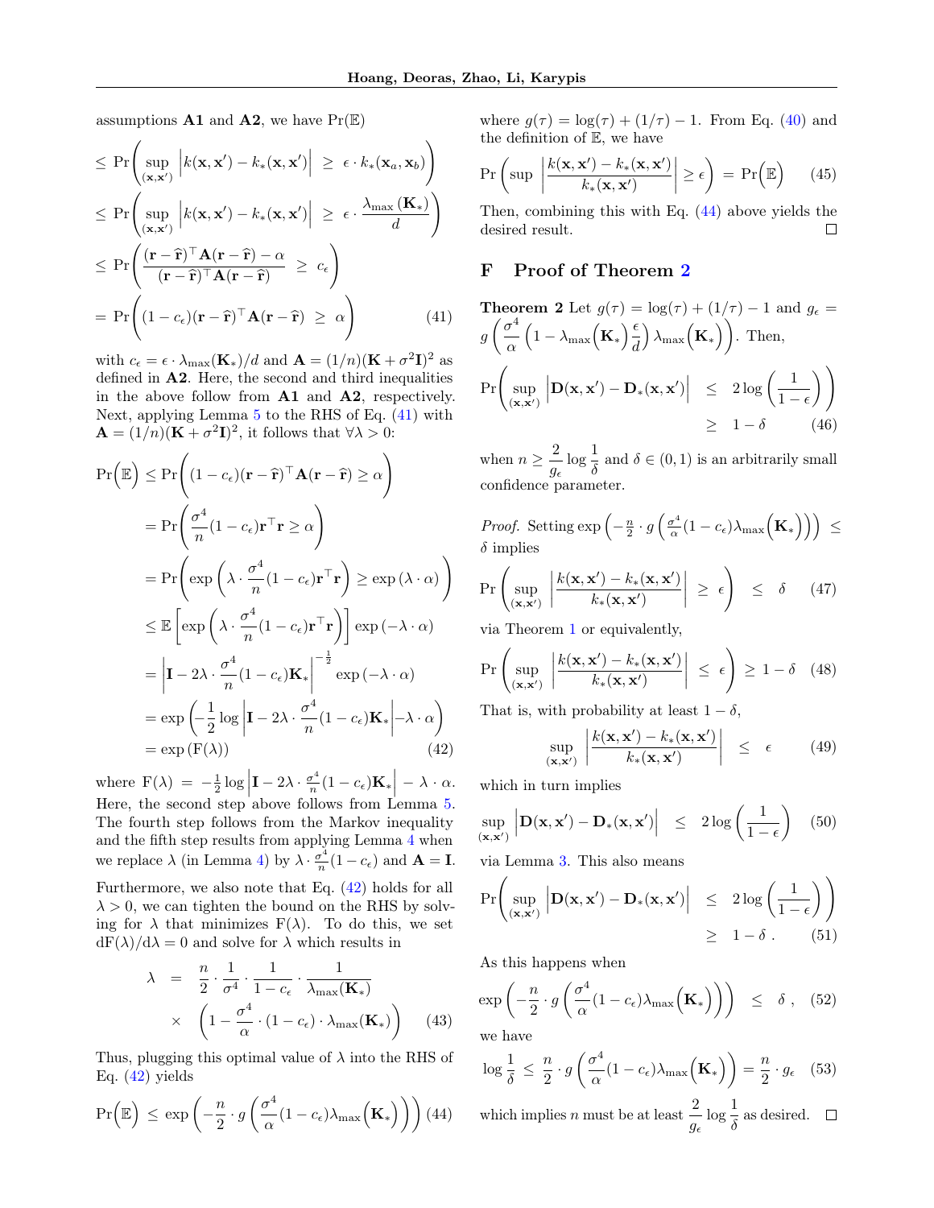assumptions **A1** and **A2**, we have $\Pr(\mathbb{E})$

$$
\begin{aligned}
&\leq \Pr\left(\sup_{(\mathbf{x},\mathbf{x}')} \left|k(\mathbf{x},\mathbf{x}') - k_*(\mathbf{x},\mathbf{x}')\right| \ \geq\ \epsilon \cdot k_*(\mathbf{x}_a,\mathbf{x}_b)\right) \\
&\leq \Pr\left(\sup_{(\mathbf{x},\mathbf{x}')} \left|k(\mathbf{x},\mathbf{x}') - k_*(\mathbf{x},\mathbf{x}')\right| \ \geq\ \epsilon \cdot \frac{\lambda_{\max}(\mathbf{K}_*)}{d}\right) \\
&\leq \Pr\left(\frac{(\mathbf{r}-\widehat{\mathbf{r}})^\top \mathbf{A}(\mathbf{r}-\widehat{\mathbf{r}}) - \alpha}{(\mathbf{r}-\widehat{\mathbf{r}})^\top \mathbf{A}(\mathbf{r}-\widehat{\mathbf{r}})} \ \geq\ c_\epsilon\right) \\
&= \Pr\left((1-c_\epsilon)(\mathbf{r}-\widehat{\mathbf{r}})^\top \mathbf{A}(\mathbf{r}-\widehat{\mathbf{r}}) \ \geq\ \alpha\right) \qquad (41)
\end{aligned}
$$

with $c_\epsilon = \epsilon \cdot \lambda_{\max}(\mathbf{K}_*)/d$ and $\mathbf{A} = (1/n)(\mathbf{K}+\sigma^2\mathbf{I})^2$ as defined in **A2**. Here, the second and third inequalities in the above follow from **A1** and **A2**, respectively. Next, applying Lemma 5 to the RHS of Eq. (41) with $\mathbf{A} = (1/n)(\mathbf{K}+\sigma^2\mathbf{I})^2$, it follows that $\forall \lambda > 0$:

$$
\begin{aligned}
\Pr\left(\mathbb{E}\right) &\leq \Pr\left((1-c_\epsilon)(\mathbf{r}-\widehat{\mathbf{r}})^\top \mathbf{A}(\mathbf{r}-\widehat{\mathbf{r}}) \geq \alpha\right) \\
&= \Pr\left(\frac{\sigma^4}{n}(1-c_\epsilon)\mathbf{r}^\top\mathbf{r} \geq \alpha\right) \\
&= \Pr\left(\exp\left(\lambda \cdot \frac{\sigma^4}{n}(1-c_\epsilon)\mathbf{r}^\top\mathbf{r}\right) \geq \exp\left(\lambda\cdot\alpha\right)\right) \\
&\leq \mathbb{E}\left[\exp\left(\lambda \cdot \frac{\sigma^4}{n}(1-c_\epsilon)\mathbf{r}^\top\mathbf{r}\right)\right]\exp\left(-\lambda\cdot\alpha\right) \\
&= \left|\mathbf{I} - 2\lambda\cdot\frac{\sigma^4}{n}(1-c_\epsilon)\mathbf{K}_*\right|^{-\frac{1}{2}}\exp\left(-\lambda\cdot\alpha\right) \\
&= \exp\left(-\frac{1}{2}\log\left|\mathbf{I} - 2\lambda\cdot\frac{\sigma^4}{n}(1-c_\epsilon)\mathbf{K}_*\right| - \lambda\cdot\alpha\right) \\
&= \exp\left(\mathrm{F}(\lambda)\right) \qquad (42)
\end{aligned}
$$

where $\mathrm{F}(\lambda) = -\frac{1}{2}\log\left|\mathbf{I} - 2\lambda\cdot\frac{\sigma^4}{n}(1-c_\epsilon)\mathbf{K}_*\right| - \lambda\cdot\alpha$. Here, the second step above follows from Lemma 5. The fourth step follows from the Markov inequality and the fifth step results from applying Lemma 4 when we replace $\lambda$ (in Lemma 4) by $\lambda\cdot\frac{\sigma^4}{n}(1-c_\epsilon)$ and $\mathbf{A} = \mathbf{I}$.

Furthermore, we also note that Eq. (42) holds for all $\lambda > 0$, we can tighten the bound on the RHS by solving for $\lambda$ that minimizes $\mathrm{F}(\lambda)$. To do this, we set $\mathrm{dF}(\lambda)/\mathrm{d}\lambda = 0$ and solve for $\lambda$ which results in

$$
\begin{aligned}
\lambda &= \frac{n}{2}\cdot\frac{1}{\sigma^4}\cdot\frac{1}{1-c_\epsilon}\cdot\frac{1}{\lambda_{\max}(\mathbf{K}_*)} \\
&\times \left(1 - \frac{\sigma^4}{\alpha}\cdot(1-c_\epsilon)\cdot\lambda_{\max}(\mathbf{K}_*)\right) \qquad (43)
\end{aligned}
$$

Thus, plugging this optimal value of $\lambda$ into the RHS of Eq. (42) yields

$$
\Pr\left(\mathbb{E}\right) \leq \exp\left(-\frac{n}{2}\cdot g\left(\frac{\sigma^4}{\alpha}(1-c_\epsilon)\lambda_{\max}\left(\mathbf{K}_*\right)\right)\right) \qquad (44)
$$

where $g(\tau) = \log(\tau) + (1/\tau) - 1$. From Eq. (40) and the definition of $\mathbb{E}$, we have

$$
\Pr\left(\sup\left|\frac{k(\mathbf{x},\mathbf{x}') - k_*(\mathbf{x},\mathbf{x}')}{k_*(\mathbf{x},\mathbf{x}')}\right| \geq \epsilon\right) = \Pr\left(\mathbb{E}\right) \qquad (45)
$$

Then, combining this with Eq. (44) above yields the desired result. $\square$

## F Proof of Theorem 2

**Theorem 2** Let $g(\tau) = \log(\tau) + (1/\tau) - 1$ and $g_\epsilon = g\left(\frac{\sigma^4}{\alpha}\left(1 - \lambda_{\max}\left(\mathbf{K}_*\right)\frac{\epsilon}{d}\right)\lambda_{\max}\left(\mathbf{K}_*\right)\right)$. Then,

$$
\begin{aligned}
\Pr\Bigg(\sup_{(\mathbf{x},\mathbf{x}')} \left|\mathbf{D}(\mathbf{x},\mathbf{x}') - \mathbf{D}_*(\mathbf{x},\mathbf{x}')\right| \ &\leq\ 2\log\left(\frac{1}{1-\epsilon}\right)\Bigg) \\
&\geq\ 1-\delta \qquad (46)
\end{aligned}
$$

when $n \geq \dfrac{2}{g_\epsilon}\log\dfrac{1}{\delta}$ and $\delta \in (0,1)$ is an arbitrarily small confidence parameter.

*Proof.* Setting $\exp\left(-\frac{n}{2}\cdot g\left(\frac{\sigma^4}{\alpha}(1-c_\epsilon)\lambda_{\max}\left(\mathbf{K}_*\right)\right)\right) \leq \delta$ implies

$$
\Pr\left(\sup_{(\mathbf{x},\mathbf{x}')}\left|\frac{k(\mathbf{x},\mathbf{x}') - k_*(\mathbf{x},\mathbf{x}')}{k_*(\mathbf{x},\mathbf{x}')}\right| \ \geq\ \epsilon\right) \ \leq\ \delta \qquad (47)
$$

via Theorem 1 or equivalently,

$$
\Pr\left(\sup_{(\mathbf{x},\mathbf{x}')}\left|\frac{k(\mathbf{x},\mathbf{x}') - k_*(\mathbf{x},\mathbf{x}')}{k_*(\mathbf{x},\mathbf{x}')}\right| \ \leq\ \epsilon\right) \geq 1-\delta \qquad (48)
$$

That is, with probability at least $1-\delta$,

$$
\sup_{(\mathbf{x},\mathbf{x}')}\left|\frac{k(\mathbf{x},\mathbf{x}') - k_*(\mathbf{x},\mathbf{x}')}{k_*(\mathbf{x},\mathbf{x}')}\right| \ \leq\ \epsilon \qquad (49)
$$

which in turn implies

$$
\sup_{(\mathbf{x},\mathbf{x}')}\left|\mathbf{D}(\mathbf{x},\mathbf{x}') - \mathbf{D}_*(\mathbf{x},\mathbf{x}')\right| \ \leq\ 2\log\left(\frac{1}{1-\epsilon}\right) \qquad (50)
$$

via Lemma 3. This also means

$$
\begin{aligned}
\Pr\Bigg(\sup_{(\mathbf{x},\mathbf{x}')}\left|\mathbf{D}(\mathbf{x},\mathbf{x}') - \mathbf{D}_*(\mathbf{x},\mathbf{x}')\right| \ &\leq\ 2\log\left(\frac{1}{1-\epsilon}\right)\Bigg) \\
&\geq\ 1-\delta\ . \qquad (51)
\end{aligned}
$$

As this happens when

$$
\exp\left(-\frac{n}{2}\cdot g\left(\frac{\sigma^4}{\alpha}(1-c_\epsilon)\lambda_{\max}\left(\mathbf{K}_*\right)\right)\right) \ \leq\ \delta\ , \qquad (52)
$$

we have

$$
\log\frac{1}{\delta} \ \leq\ \frac{n}{2}\cdot g\left(\frac{\sigma^4}{\alpha}(1-c_\epsilon)\lambda_{\max}\left(\mathbf{K}_*\right)\right) = \frac{n}{2}\cdot g_\epsilon \qquad (53)
$$

which implies $n$ must be at least $\dfrac{2}{g_\epsilon}\log\dfrac{1}{\delta}$ as desired. $\square$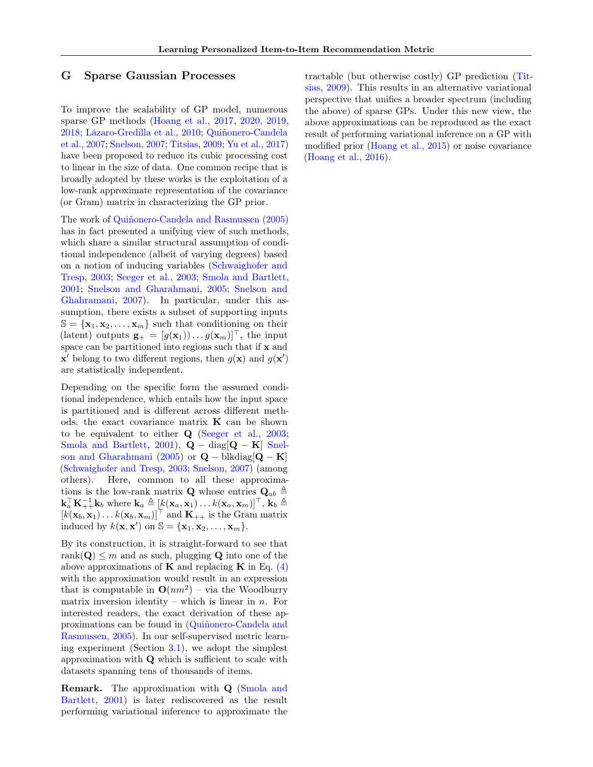## G Sparse Gaussian Processes

To improve the scalability of GP model, numerous sparse GP methods (Hoang et al., 2017, 2020, 2019, 2018; Lázaro-Gredilla et al., 2010; Quiñonero-Candela et al., 2007; Snelson, 2007; Titsias, 2009; Yu et al., 2017) have been proposed to reduce its cubic processing cost to linear in the size of data. One common recipe that is broadly adopted by these works is the exploitation of a low-rank approximate representation of the covariance (or Gram) matrix in characterizing the GP prior.

The work of Quiñonero-Candela and Rasmussen (2005) has in fact presented a unifying view of such methods, which share a similar structural assumption of conditional independence (albeit of varying degrees) based on a notion of inducing variables (Schwaighofer and Tresp, 2003; Seeger et al., 2003; Smola and Bartlett, 2001; Snelson and Gharahmani, 2005; Snelson and Ghahramani, 2007). In particular, under this assumption, there exists a subset of supporting inputs $\mathbb{S} = \{\mathbf{x}_1, \mathbf{x}_2, \ldots, \mathbf{x}_m\}$ such that conditioning on their (latent) outputs $\mathbf{g}_+ = [g(\mathbf{x}_1)) \ldots g(\mathbf{x}_m)]^\top$, the input space can be partitioned into regions such that if $\mathbf{x}$ and $\mathbf{x}'$ belong to two different regions, then $g(\mathbf{x})$ and $g(\mathbf{x}')$ are statistically independent.

Depending on the specific form the assumed conditional independence, which entails how the input space is partitioned and is different across different methods, the exact covariance matrix $\mathbf{K}$ can be shown to be equivalent to either $\mathbf{Q}$ (Seeger et al., 2003; Smola and Bartlett, 2001), $\mathbf{Q} - \text{diag}[\mathbf{Q} - \mathbf{K}]$ Snelson and Gharahmani (2005) or $\mathbf{Q} - \text{blkdiag}[\mathbf{Q} - \mathbf{K}]$ (Schwaighofer and Tresp, 2003; Snelson, 2007) (among others). Here, common to all these approximations is the low-rank matrix $\mathbf{Q}$ whose entries $\mathbf{Q}_{ab} \triangleq \mathbf{k}_a^\top \mathbf{K}_{++}^{-1} \mathbf{k}_b$ where $\mathbf{k}_a \triangleq [k(\mathbf{x}_a, \mathbf{x}_1) \ldots k(\mathbf{x}_a, \mathbf{x}_m)]^\top$, $\mathbf{k}_b \triangleq [k(\mathbf{x}_b, \mathbf{x}_1) \ldots k(\mathbf{x}_b, \mathbf{x}_m)]^\top$ and $\mathbf{K}_{++}$ is the Gram matrix induced by $k(\mathbf{x}, \mathbf{x}')$ on $\mathbb{S} = \{\mathbf{x}_1, \mathbf{x}_2, \ldots, \mathbf{x}_m\}$.

By its construction, it is straight-forward to see that $\text{rank}(\mathbf{Q}) \leq m$ and as such, plugging $\mathbf{Q}$ into one of the above approximations of $\mathbf{K}$ and replacing $\mathbf{K}$ in Eq. (4) with the approximation would result in an expression that is computable in $\mathbf{O}(nm^2)$ – via the Woodburry matrix inversion identity – which is linear in $n$. For interested readers, the exact derivation of these approximations can be found in (Quiñonero-Candela and Rasmussen, 2005). In our self-supervised metric learning experiment (Section 3.1), we adopt the simplest approximation with $\mathbf{Q}$ which is sufficient to scale with datasets spanning tens of thousands of items.

**Remark.** The approximation with $\mathbf{Q}$ (Smola and Bartlett, 2001) is later rediscovered as the result performing variational inference to approximate the tractable (but otherwise costly) GP prediction (Titsias, 2009). This results in an alternative variational perspective that unifies a broader spectrum (including the above) of sparse GPs. Under this new view, the above approximations can be reproduced as the exact result of performing variational inference on a GP with modified prior (Hoang et al., 2015) or noise covariance (Hoang et al., 2016).